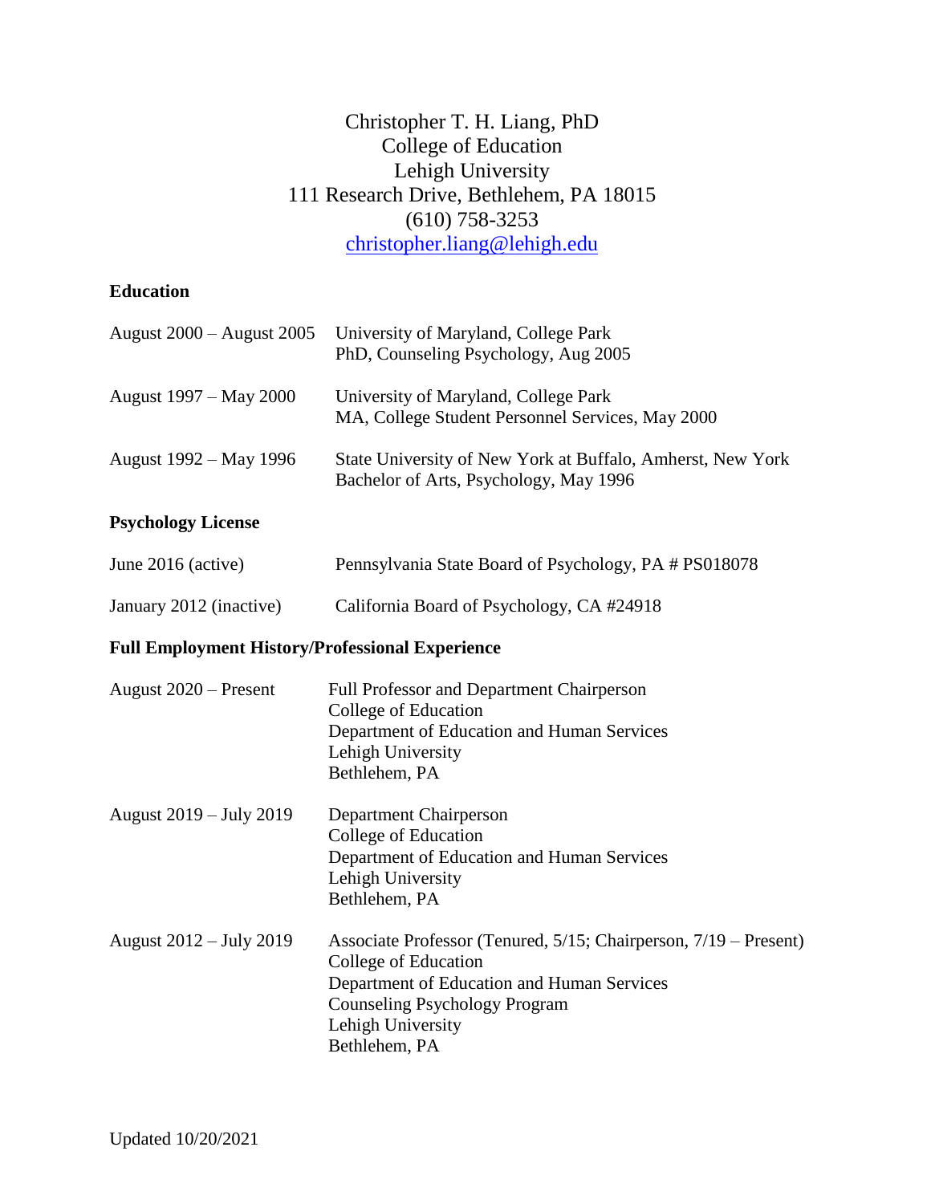# Christopher T. H. Liang, PhD

College of Education
Lehigh University
111 Research Drive, Bethlehem, PA 18015
(610) 758-3253
christopher.liang@lehigh.edu

## Education

August 2000 – August 2005 University of Maryland, College Park
PhD, Counseling Psychology, Aug 2005

August 1997 – May 2000 University of Maryland, College Park
MA, College Student Personnel Services, May 2000

August 1992 – May 1996 State University of New York at Buffalo, Amherst, New York
Bachelor of Arts, Psychology, May 1996

## Psychology License

June 2016 (active) Pennsylvania State Board of Psychology, PA # PS018078

January 2012 (inactive) California Board of Psychology, CA #24918

## Full Employment History/Professional Experience

August 2020 – Present Full Professor and Department Chairperson
College of Education
Department of Education and Human Services
Lehigh University
Bethlehem, PA

August 2019 – July 2019 Department Chairperson
College of Education
Department of Education and Human Services
Lehigh University
Bethlehem, PA

August 2012 – July 2019 Associate Professor (Tenured, 5/15; Chairperson, 7/19 – Present)
College of Education
Department of Education and Human Services
Counseling Psychology Program
Lehigh University
Bethlehem, PA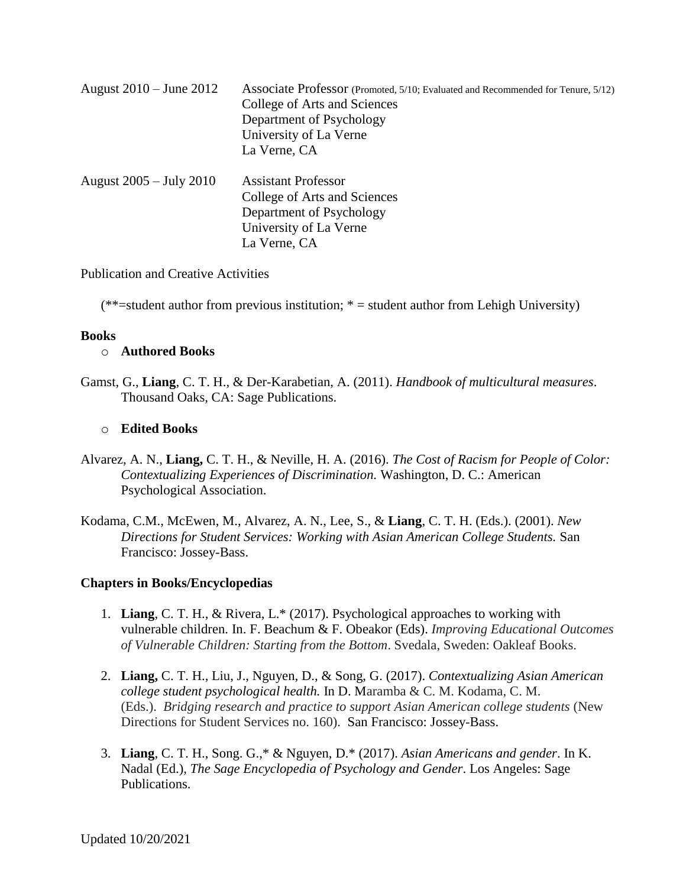| | |
|---|---|
| August 2010 – June 2012 | Associate Professor (Promoted, 5/10; Evaluated and Recommended for Tenure, 5/12)<br>College of Arts and Sciences<br>Department of Psychology<br>University of La Verne<br>La Verne, CA |
| August 2005 – July 2010 | Assistant Professor<br>College of Arts and Sciences<br>Department of Psychology<br>University of La Verne<br>La Verne, CA |

Publication and Creative Activities

(**=student author from previous institution; * = student author from Lehigh University)

**Books**

- **Authored Books**

Gamst, G., **Liang**, C. T. H., & Der-Karabetian, A. (2011). *Handbook of multicultural measures*. Thousand Oaks, CA: Sage Publications.

- **Edited Books**

Alvarez, A. N., **Liang,** C. T. H., & Neville, H. A. (2016). *The Cost of Racism for People of Color: Contextualizing Experiences of Discrimination.* Washington, D. C.: American Psychological Association.

Kodama, C.M., McEwen, M., Alvarez, A. N., Lee, S., & **Liang**, C. T. H. (Eds.). (2001). *New Directions for Student Services: Working with Asian American College Students.* San Francisco: Jossey-Bass.

**Chapters in Books/Encyclopedias**

1. **Liang**, C. T. H., & Rivera, L.* (2017). Psychological approaches to working with vulnerable children. In. F. Beachum & F. Obeakor (Eds). *Improving Educational Outcomes of Vulnerable Children: Starting from the Bottom*. Svedala, Sweden: Oakleaf Books.

2. **Liang,** C. T. H., Liu, J., Nguyen, D., & Song, G. (2017). *Contextualizing Asian American college student psychological health.* In D. Maramba & C. M. Kodama, C. M. (Eds.). *Bridging research and practice to support Asian American college students* (New Directions for Student Services no. 160). San Francisco: Jossey-Bass.

3. **Liang**, C. T. H., Song. G.,* & Nguyen, D.* (2017). *Asian Americans and gender*. In K. Nadal (Ed.), *The Sage Encyclopedia of Psychology and Gender*. Los Angeles: Sage Publications.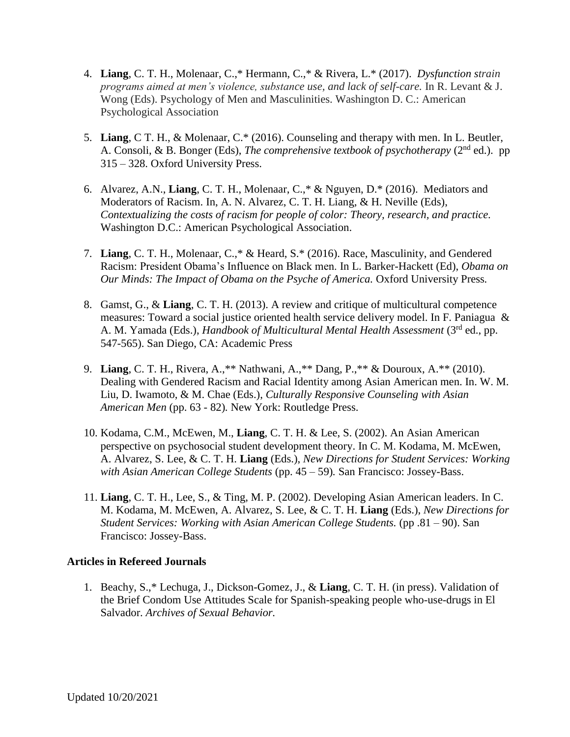4. **Liang**, C. T. H., Molenaar, C.,* Hermann, C.,* & Rivera, L.* (2017). *Dysfunction strain programs aimed at men's violence, substance use, and lack of self-care.* In R. Levant & J. Wong (Eds). Psychology of Men and Masculinities. Washington D. C.: American Psychological Association

5. **Liang**, C T. H., & Molenaar, C.* (2016). Counseling and therapy with men. In L. Beutler, A. Consoli, & B. Bonger (Eds), *The comprehensive textbook of psychotherapy* (2nd ed.). pp 315 – 328. Oxford University Press.

6. Alvarez, A.N., **Liang**, C. T. H., Molenaar, C.,* & Nguyen, D.* (2016). Mediators and Moderators of Racism. In, A. N. Alvarez, C. T. H. Liang, & H. Neville (Eds), *Contextualizing the costs of racism for people of color: Theory, research, and practice.* Washington D.C.: American Psychological Association.

7. **Liang**, C. T. H., Molenaar, C.,* & Heard, S.* (2016). Race, Masculinity, and Gendered Racism: President Obama's Influence on Black men. In L. Barker-Hackett (Ed), *Obama on Our Minds: The Impact of Obama on the Psyche of America.* Oxford University Press.

8. Gamst, G., & **Liang**, C. T. H. (2013). A review and critique of multicultural competence measures: Toward a social justice oriented health service delivery model. In F. Paniagua & A. M. Yamada (Eds.), *Handbook of Multicultural Mental Health Assessment* (3rd ed., pp. 547-565). San Diego, CA: Academic Press

9. **Liang**, C. T. H., Rivera, A.,** Nathwani, A.,** Dang, P.,** & Douroux, A.** (2010). Dealing with Gendered Racism and Racial Identity among Asian American men. In. W. M. Liu, D. Iwamoto, & M. Chae (Eds.), *Culturally Responsive Counseling with Asian American Men* (pp. 63 - 82). New York: Routledge Press.

10. Kodama, C.M., McEwen, M., **Liang**, C. T. H. & Lee, S. (2002). An Asian American perspective on psychosocial student development theory. In C. M. Kodama, M. McEwen, A. Alvarez, S. Lee, & C. T. H. **Liang** (Eds.), *New Directions for Student Services: Working with Asian American College Students* (pp. 45 – 59). San Francisco: Jossey-Bass.

11. **Liang**, C. T. H., Lee, S., & Ting, M. P. (2002). Developing Asian American leaders. In C. M. Kodama, M. McEwen, A. Alvarez, S. Lee, & C. T. H. **Liang** (Eds.), *New Directions for Student Services: Working with Asian American College Students.* (pp .81 – 90). San Francisco: Jossey-Bass.

**Articles in Refereed Journals**

1. Beachy, S.,* Lechuga, J., Dickson-Gomez, J., & **Liang**, C. T. H. (in press). Validation of the Brief Condom Use Attitudes Scale for Spanish-speaking people who-use-drugs in El Salvador. *Archives of Sexual Behavior.*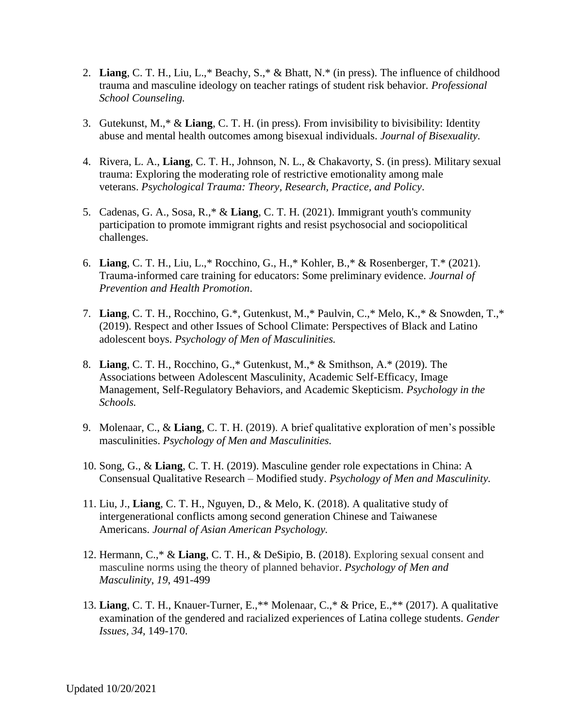2. **Liang**, C. T. H., Liu, L.,* Beachy, S.,* & Bhatt, N.* (in press). The influence of childhood trauma and masculine ideology on teacher ratings of student risk behavior. *Professional School Counseling.*

3. Gutekunst, M.,* & **Liang**, C. T. H. (in press). From invisibility to bivisibility: Identity abuse and mental health outcomes among bisexual individuals. *Journal of Bisexuality.*

4. Rivera, L. A., **Liang**, C. T. H., Johnson, N. L., & Chakavorty, S. (in press). Military sexual trauma: Exploring the moderating role of restrictive emotionality among male veterans. *Psychological Trauma: Theory, Research, Practice, and Policy*.

5. Cadenas, G. A., Sosa, R.,* & **Liang**, C. T. H. (2021). Immigrant youth's community participation to promote immigrant rights and resist psychosocial and sociopolitical challenges.

6. **Liang**, C. T. H., Liu, L.,* Rocchino, G., H.,* Kohler, B.,* & Rosenberger, T.* (2021). Trauma-informed care training for educators: Some preliminary evidence. *Journal of Prevention and Health Promotion*.

7. **Liang**, C. T. H., Rocchino, G.*, Gutenkust, M.,* Paulvin, C.,* Melo, K.,* & Snowden, T.,* (2019). Respect and other Issues of School Climate: Perspectives of Black and Latino adolescent boys. *Psychology of Men of Masculinities.*

8. **Liang**, C. T. H., Rocchino, G.,* Gutenkust, M.,* & Smithson, A.* (2019). The Associations between Adolescent Masculinity, Academic Self-Efficacy, Image Management, Self-Regulatory Behaviors, and Academic Skepticism. *Psychology in the Schools.*

9. Molenaar, C., & **Liang**, C. T. H. (2019). A brief qualitative exploration of men's possible masculinities. *Psychology of Men and Masculinities.*

10. Song, G., & **Liang**, C. T. H. (2019). Masculine gender role expectations in China: A Consensual Qualitative Research – Modified study. *Psychology of Men and Masculinity.*

11. Liu, J., **Liang**, C. T. H., Nguyen, D., & Melo, K. (2018). A qualitative study of intergenerational conflicts among second generation Chinese and Taiwanese Americans. *Journal of Asian American Psychology.*

12. Hermann, C.,* & **Liang**, C. T. H., & DeSipio, B. (2018). Exploring sexual consent and masculine norms using the theory of planned behavior. *Psychology of Men and Masculinity*, *19*, 491-499

13. **Liang**, C. T. H., Knauer-Turner, E.,** Molenaar, C.,* & Price, E.,** (2017). A qualitative examination of the gendered and racialized experiences of Latina college students. *Gender Issues, 34,* 149-170.

Updated 10/20/2021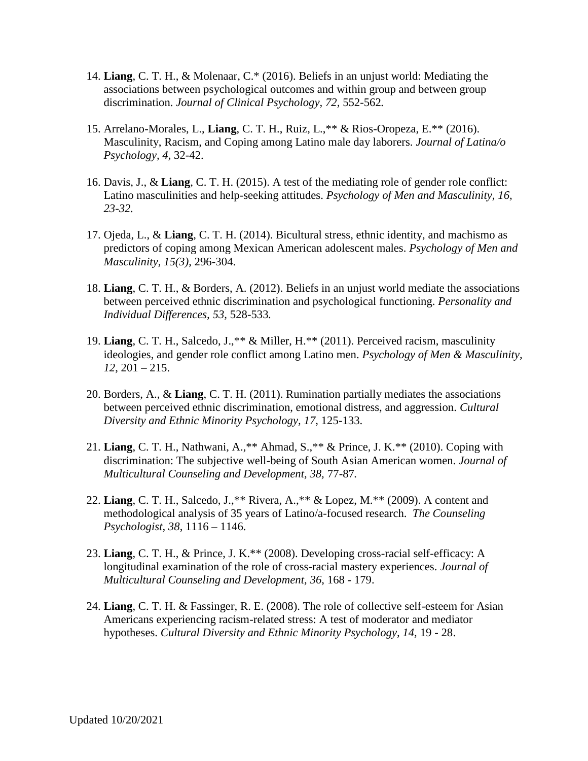14. **Liang**, C. T. H., & Molenaar, C.* (2016). Beliefs in an unjust world: Mediating the associations between psychological outcomes and within group and between group discrimination. *Journal of Clinical Psychology, 72,* 552-562*.*

15. Arrelano-Morales, L., **Liang**, C. T. H., Ruiz, L.,** & Rios-Oropeza, E.** (2016). Masculinity, Racism, and Coping among Latino male day laborers. *Journal of Latina/o Psychology, 4,* 32-42.

16. Davis, J., & **Liang**, C. T. H. (2015). A test of the mediating role of gender role conflict: Latino masculinities and help-seeking attitudes. *Psychology of Men and Masculinity, 16, 23-32*.

17. Ojeda, L., & **Liang**, C. T. H. (2014). Bicultural stress, ethnic identity, and machismo as predictors of coping among Mexican American adolescent males. *Psychology of Men and Masculinity, 15(3)*, 296-304.

18. **Liang**, C. T. H., & Borders, A. (2012). Beliefs in an unjust world mediate the associations between perceived ethnic discrimination and psychological functioning. *Personality and Individual Differences, 53,* 528-533*.*

19. **Liang**, C. T. H., Salcedo, J.,** & Miller, H.** (2011). Perceived racism, masculinity ideologies, and gender role conflict among Latino men. *Psychology of Men & Masculinity, 12*, 201 – 215.

20. Borders, A., & **Liang**, C. T. H. (2011). Rumination partially mediates the associations between perceived ethnic discrimination, emotional distress, and aggression. *Cultural Diversity and Ethnic Minority Psychology, 17*, 125-133.

21. **Liang**, C. T. H., Nathwani, A.,** Ahmad, S.,** & Prince, J. K.** (2010). Coping with discrimination: The subjective well-being of South Asian American women. *Journal of Multicultural Counseling and Development, 38,* 77-87*.*

22. **Liang**, C. T. H., Salcedo, J.,** Rivera, A.,** & Lopez, M.** (2009). A content and methodological analysis of 35 years of Latino/a-focused research. *The Counseling Psychologist, 38*, 1116 – 1146.

23. **Liang**, C. T. H., & Prince, J. K.** (2008). Developing cross-racial self-efficacy: A longitudinal examination of the role of cross-racial mastery experiences. *Journal of Multicultural Counseling and Development, 36,* 168 - 179.

24. **Liang**, C. T. H. & Fassinger, R. E. (2008). The role of collective self-esteem for Asian Americans experiencing racism-related stress: A test of moderator and mediator hypotheses. *Cultural Diversity and Ethnic Minority Psychology, 14,* 19 - 28.

Updated 10/20/2021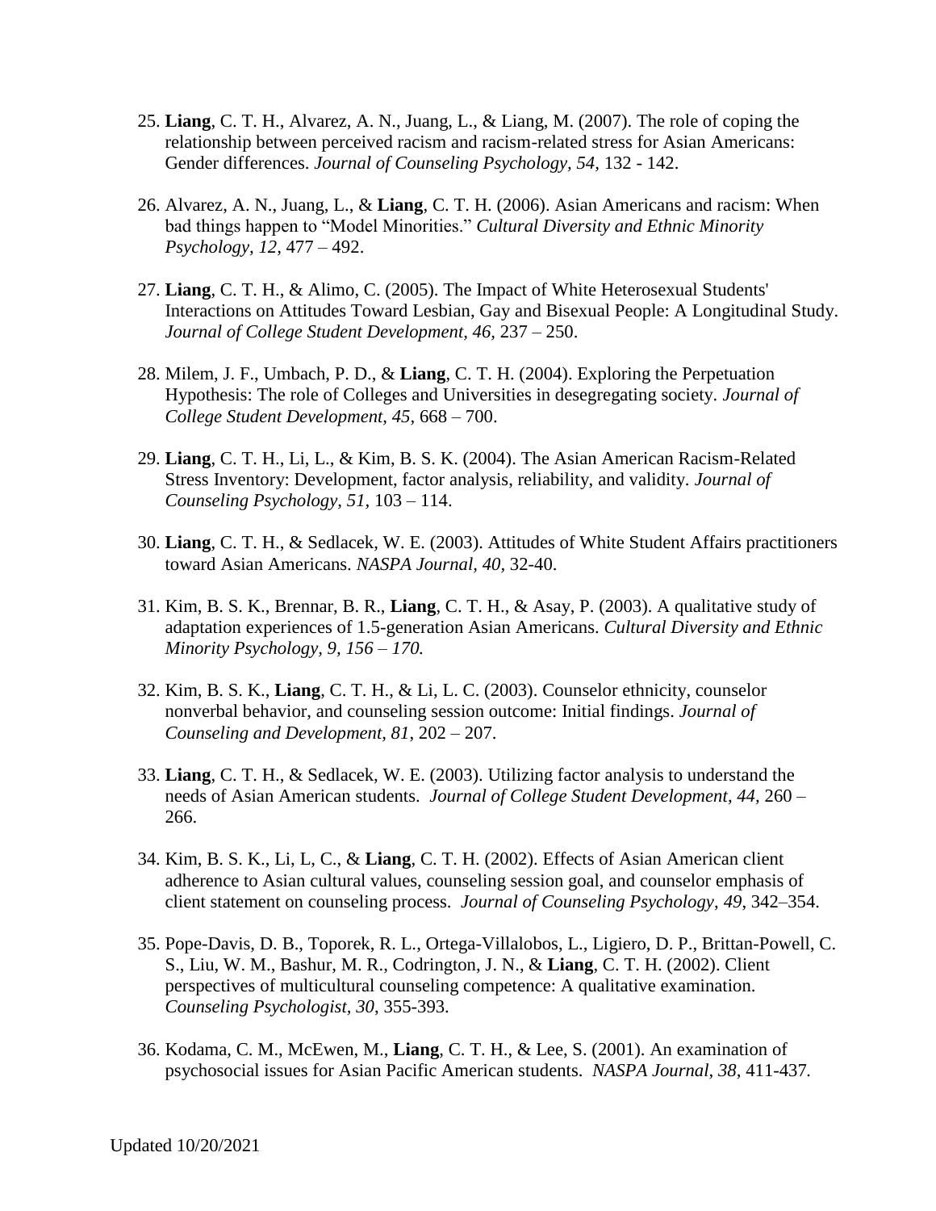25. **Liang**, C. T. H., Alvarez, A. N., Juang, L., & Liang, M. (2007). The role of coping the relationship between perceived racism and racism-related stress for Asian Americans: Gender differences. *Journal of Counseling Psychology, 54,* 132 - 142.

26. Alvarez, A. N., Juang, L., & **Liang**, C. T. H. (2006). Asian Americans and racism: When bad things happen to "Model Minorities." *Cultural Diversity and Ethnic Minority Psychology, 12,* 477 – 492.

27. **Liang**, C. T. H., & Alimo, C. (2005). The Impact of White Heterosexual Students' Interactions on Attitudes Toward Lesbian, Gay and Bisexual People: A Longitudinal Study. *Journal of College Student Development, 46,* 237 – 250.

28. Milem, J. F., Umbach, P. D., & **Liang**, C. T. H. (2004). Exploring the Perpetuation Hypothesis: The role of Colleges and Universities in desegregating society. *Journal of College Student Development, 45,* 668 – 700.

29. **Liang**, C. T. H., Li, L., & Kim, B. S. K. (2004). The Asian American Racism-Related Stress Inventory: Development, factor analysis, reliability, and validity. *Journal of Counseling Psychology, 51,* 103 – 114.

30. **Liang**, C. T. H., & Sedlacek, W. E. (2003). Attitudes of White Student Affairs practitioners toward Asian Americans. *NASPA Journal, 40,* 32-40.

31. Kim, B. S. K., Brennar, B. R., **Liang**, C. T. H., & Asay, P. (2003). A qualitative study of adaptation experiences of 1.5-generation Asian Americans. *Cultural Diversity and Ethnic Minority Psychology, 9, 156 – 170.*

32. Kim, B. S. K., **Liang**, C. T. H., & Li, L. C. (2003). Counselor ethnicity, counselor nonverbal behavior, and counseling session outcome: Initial findings. *Journal of Counseling and Development, 81*, 202 – 207.

33. **Liang**, C. T. H., & Sedlacek, W. E. (2003). Utilizing factor analysis to understand the needs of Asian American students. *Journal of College Student Development, 44,* 260 – 266.

34. Kim, B. S. K., Li, L, C., & **Liang**, C. T. H. (2002). Effects of Asian American client adherence to Asian cultural values, counseling session goal, and counselor emphasis of client statement on counseling process. *Journal of Counseling Psychology*, *49*, 342–354.

35. Pope-Davis, D. B., Toporek, R. L., Ortega-Villalobos, L., Ligiero, D. P., Brittan-Powell, C. S., Liu, W. M., Bashur, M. R., Codrington, J. N., & **Liang**, C. T. H. (2002). Client perspectives of multicultural counseling competence: A qualitative examination. *Counseling Psychologist, 30*, 355-393.

36. Kodama, C. M., McEwen, M., **Liang**, C. T. H., & Lee, S. (2001). An examination of psychosocial issues for Asian Pacific American students. *NASPA Journal, 38,* 411-437.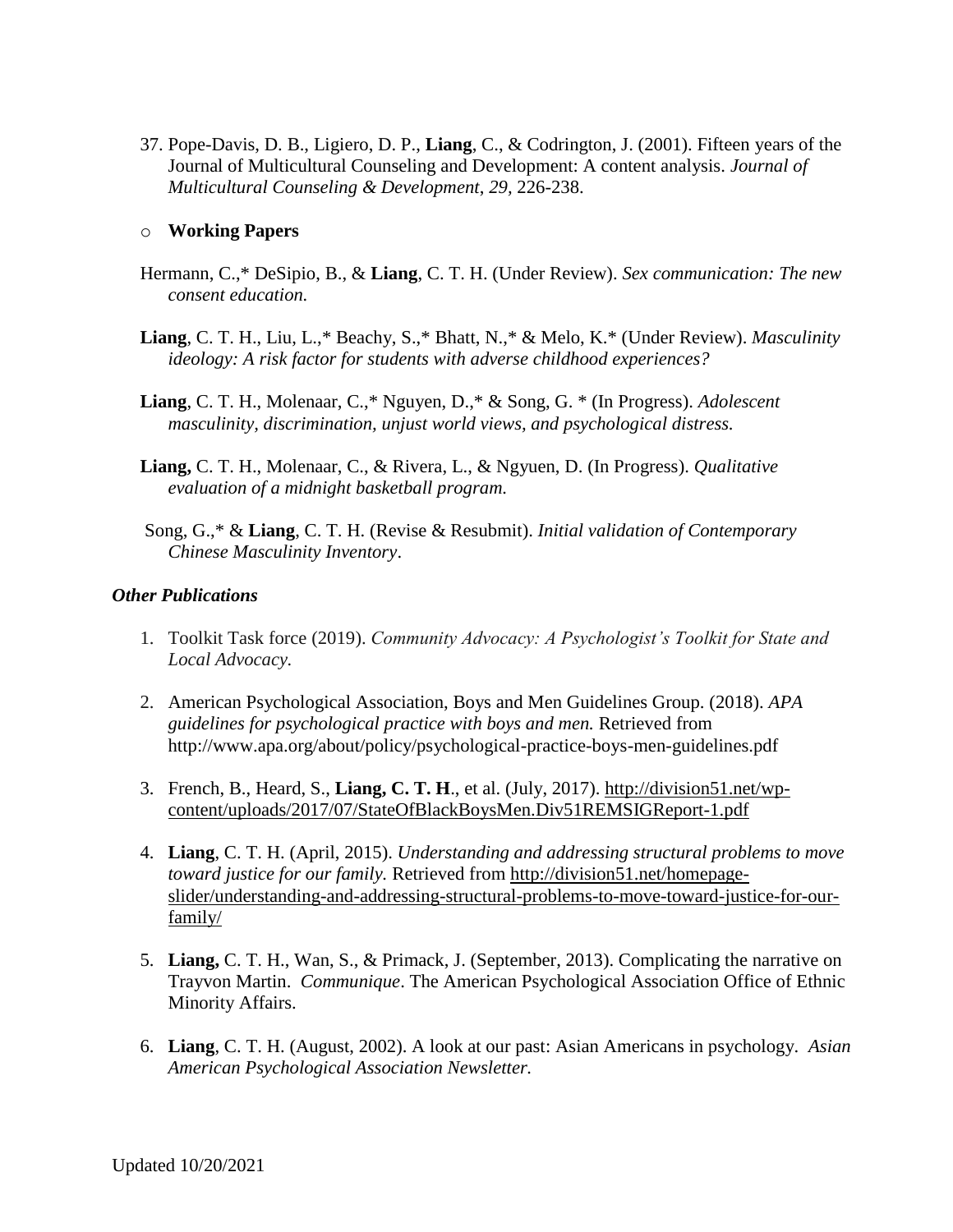37. Pope-Davis, D. B., Ligiero, D. P., **Liang**, C., & Codrington, J. (2001). Fifteen years of the Journal of Multicultural Counseling and Development: A content analysis. *Journal of Multicultural Counseling & Development*, *29*, 226-238.

- **Working Papers**

Hermann, C.,* DeSipio, B., & **Liang**, C. T. H. (Under Review). *Sex communication: The new consent education.*

**Liang**, C. T. H., Liu, L.,* Beachy, S.,* Bhatt, N.,* & Melo, K.* (Under Review). *Masculinity ideology: A risk factor for students with adverse childhood experiences?*

**Liang**, C. T. H., Molenaar, C.,* Nguyen, D.,* & Song, G. * (In Progress). *Adolescent masculinity, discrimination, unjust world views, and psychological distress.*

**Liang,** C. T. H., Molenaar, C., & Rivera, L., & Ngyuen, D. (In Progress). *Qualitative evaluation of a midnight basketball program.*

Song, G.,* & **Liang**, C. T. H. (Revise & Resubmit). *Initial validation of Contemporary Chinese Masculinity Inventory*.

### *Other Publications*

1. Toolkit Task force (2019). *Community Advocacy: A Psychologist's Toolkit for State and Local Advocacy.*

2. American Psychological Association, Boys and Men Guidelines Group. (2018). *APA guidelines for psychological practice with boys and men.* Retrieved from http://www.apa.org/about/policy/psychological-practice-boys-men-guidelines.pdf

3. French, B., Heard, S., **Liang, C. T. H**., et al. (July, 2017). http://division51.net/wp-content/uploads/2017/07/StateOfBlackBoysMen.Div51REMSIGReport-1.pdf

4. **Liang**, C. T. H. (April, 2015). *Understanding and addressing structural problems to move toward justice for our family.* Retrieved from http://division51.net/homepage-slider/understanding-and-addressing-structural-problems-to-move-toward-justice-for-our-family/

5. **Liang,** C. T. H., Wan, S., & Primack, J. (September, 2013). Complicating the narrative on Trayvon Martin. *Communique*. The American Psychological Association Office of Ethnic Minority Affairs.

6. **Liang**, C. T. H. (August, 2002). A look at our past: Asian Americans in psychology. *Asian American Psychological Association Newsletter.*

Updated 10/20/2021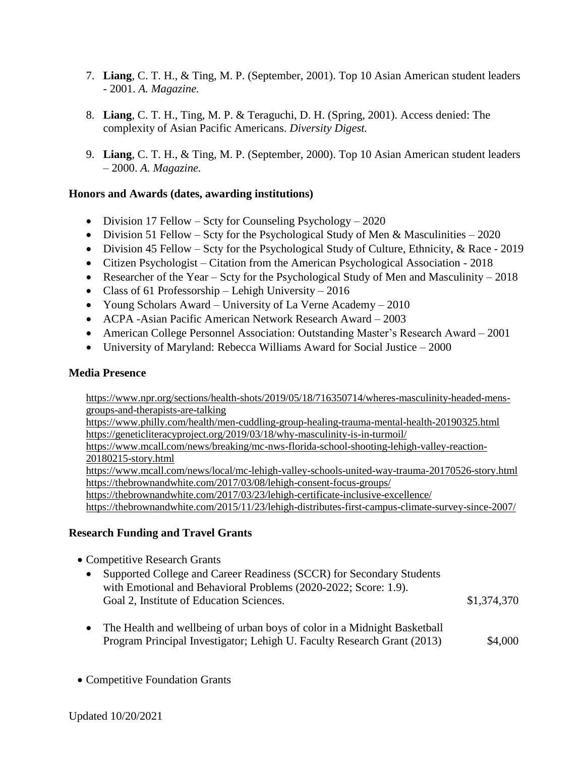7. **Liang**, C. T. H., & Ting, M. P. (September, 2001). Top 10 Asian American student leaders - 2001. *A. Magazine.*

8. **Liang**, C. T. H., Ting, M. P. & Teraguchi, D. H. (Spring, 2001). Access denied: The complexity of Asian Pacific Americans. *Diversity Digest.*

9. **Liang**, C. T. H., & Ting, M. P. (September, 2000). Top 10 Asian American student leaders – 2000. *A. Magazine.*

**Honors and Awards (dates, awarding institutions)**

- Division 17 Fellow – Scty for Counseling Psychology – 2020
- Division 51 Fellow – Scty for the Psychological Study of Men & Masculinities – 2020
- Division 45 Fellow – Scty for the Psychological Study of Culture, Ethnicity, & Race - 2019
- Citizen Psychologist – Citation from the American Psychological Association - 2018
- Researcher of the Year – Scty for the Psychological Study of Men and Masculinity – 2018
- Class of 61 Professorship – Lehigh University – 2016
- Young Scholars Award – University of La Verne Academy – 2010
- ACPA -Asian Pacific American Network Research Award – 2003
- American College Personnel Association: Outstanding Master's Research Award – 2001
- University of Maryland: Rebecca Williams Award for Social Justice – 2000

**Media Presence**

https://www.npr.org/sections/health-shots/2019/05/18/716350714/wheres-masculinity-headed-mens-groups-and-therapists-are-talking
https://www.philly.com/health/men-cuddling-group-healing-trauma-mental-health-20190325.html
https://geneticliteracyproject.org/2019/03/18/why-masculinity-is-in-turmoil/
https://www.mcall.com/news/breaking/mc-nws-florida-school-shooting-lehigh-valley-reaction-20180215-story.html
https://www.mcall.com/news/local/mc-lehigh-valley-schools-united-way-trauma-20170526-story.html
https://thebrownandwhite.com/2017/03/08/lehigh-consent-focus-groups/
https://thebrownandwhite.com/2017/03/23/lehigh-certificate-inclusive-excellence/
https://thebrownandwhite.com/2015/11/23/lehigh-distributes-first-campus-climate-survey-since-2007/

**Research Funding and Travel Grants**

- Competitive Research Grants
  - Supported College and Career Readiness (SCCR) for Secondary Students with Emotional and Behavioral Problems (2020-2022; Score: 1.9). Goal 2, Institute of Education Sciences. $1,374,370
  - The Health and wellbeing of urban boys of color in a Midnight Basketball Program Principal Investigator; Lehigh U. Faculty Research Grant (2013) $4,000
- Competitive Foundation Grants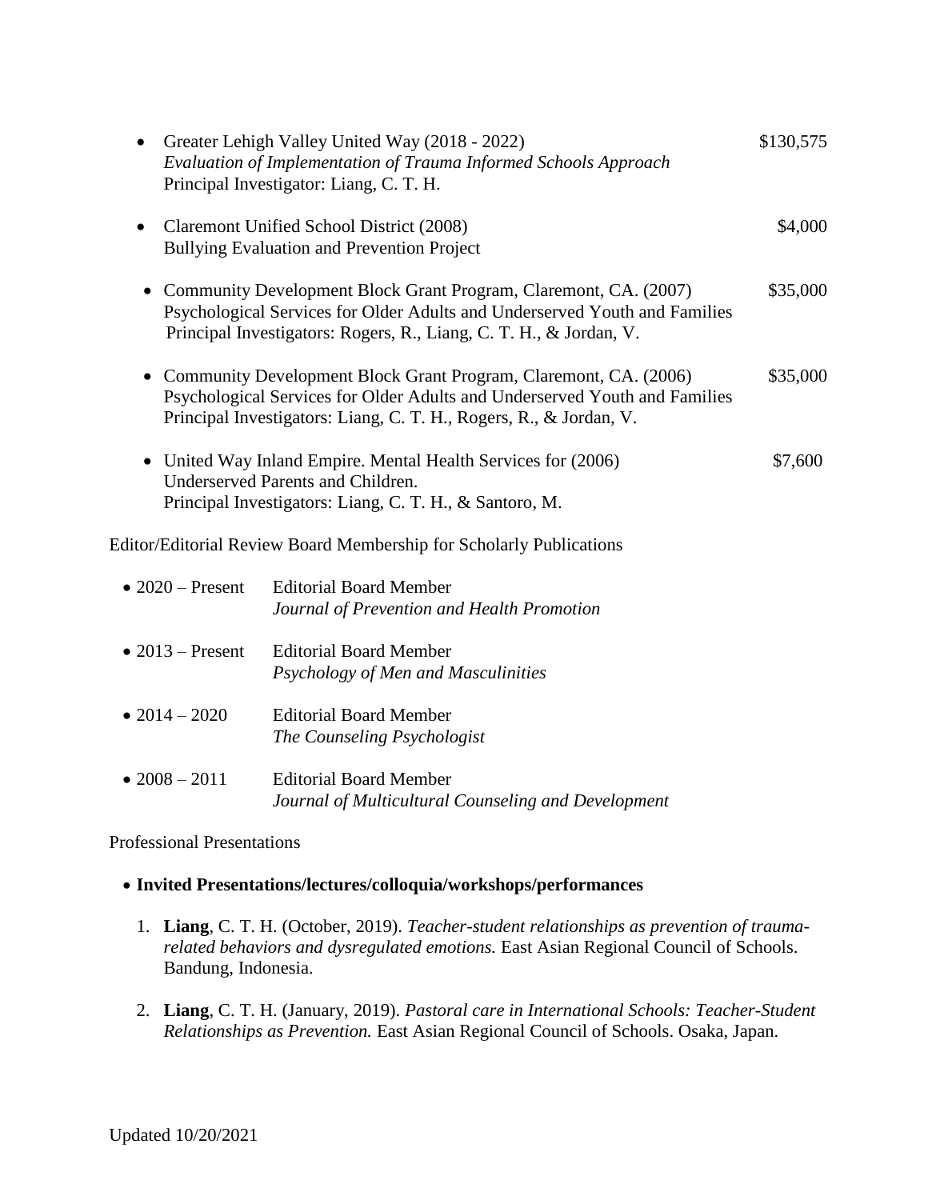- Greater Lehigh Valley United Way (2018 - 2022) $130,575
  *Evaluation of Implementation of Trauma Informed Schools Approach*
  Principal Investigator: Liang, C. T. H.

- Claremont Unified School District (2008) $4,000
  Bullying Evaluation and Prevention Project

- Community Development Block Grant Program, Claremont, CA. (2007) $35,000
  Psychological Services for Older Adults and Underserved Youth and Families
  Principal Investigators: Rogers, R., Liang, C. T. H., & Jordan, V.

- Community Development Block Grant Program, Claremont, CA. (2006) $35,000
  Psychological Services for Older Adults and Underserved Youth and Families
  Principal Investigators: Liang, C. T. H., Rogers, R., & Jordan, V.

- United Way Inland Empire. Mental Health Services for (2006) $7,600
  Underserved Parents and Children.
  Principal Investigators: Liang, C. T. H., & Santoro, M.

Editor/Editorial Review Board Membership for Scholarly Publications

- 2020 – Present Editorial Board Member
  *Journal of Prevention and Health Promotion*

- 2013 – Present Editorial Board Member
  *Psychology of Men and Masculinities*

- 2014 – 2020 Editorial Board Member
  *The Counseling Psychologist*

- 2008 – 2011 Editorial Board Member
  *Journal of Multicultural Counseling and Development*

Professional Presentations

- **Invited Presentations/lectures/colloquia/workshops/performances**

  1. **Liang**, C. T. H. (October, 2019). *Teacher-student relationships as prevention of trauma-related behaviors and dysregulated emotions.* East Asian Regional Council of Schools. Bandung, Indonesia.

  2. **Liang**, C. T. H. (January, 2019). *Pastoral care in International Schools: Teacher-Student Relationships as Prevention.* East Asian Regional Council of Schools. Osaka, Japan.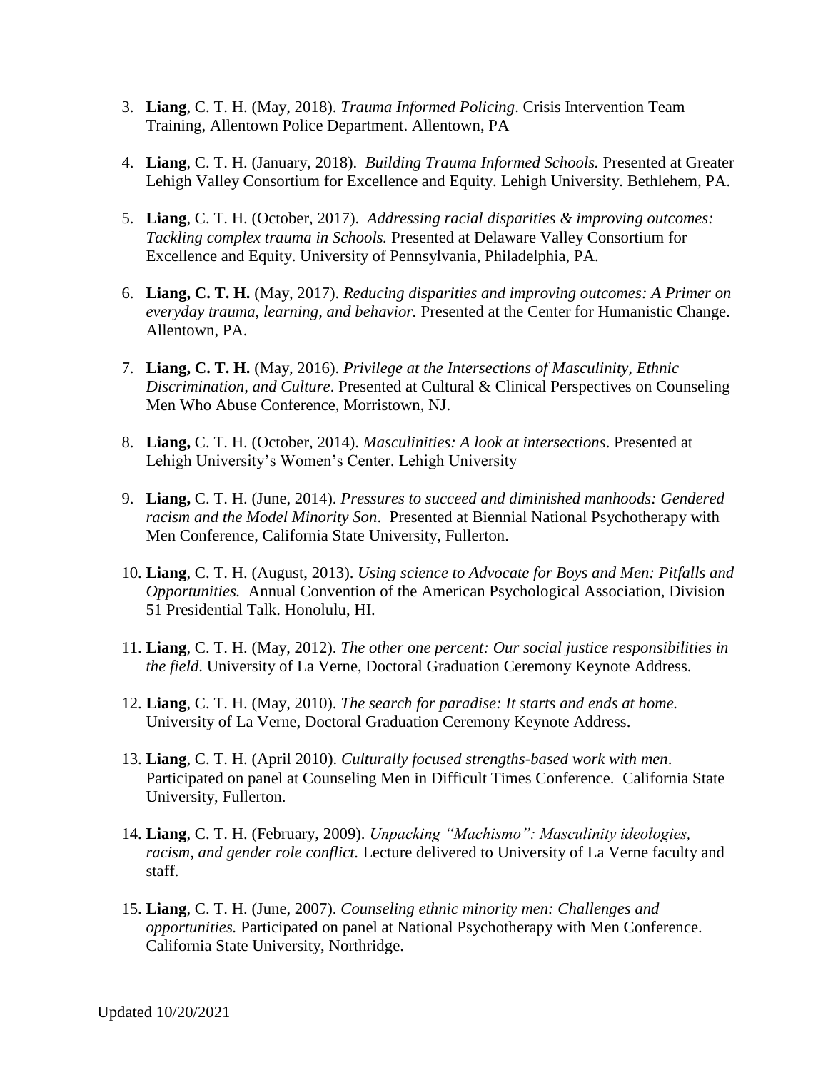3. **Liang**, C. T. H. (May, 2018). *Trauma Informed Policing*. Crisis Intervention Team Training, Allentown Police Department. Allentown, PA

4. **Liang**, C. T. H. (January, 2018). *Building Trauma Informed Schools.* Presented at Greater Lehigh Valley Consortium for Excellence and Equity. Lehigh University. Bethlehem, PA.

5. **Liang**, C. T. H. (October, 2017). *Addressing racial disparities & improving outcomes: Tackling complex trauma in Schools.* Presented at Delaware Valley Consortium for Excellence and Equity. University of Pennsylvania, Philadelphia, PA.

6. **Liang, C. T. H.** (May, 2017). *Reducing disparities and improving outcomes: A Primer on everyday trauma, learning, and behavior.* Presented at the Center for Humanistic Change. Allentown, PA.

7. **Liang, C. T. H.** (May, 2016). *Privilege at the Intersections of Masculinity, Ethnic Discrimination, and Culture*. Presented at Cultural & Clinical Perspectives on Counseling Men Who Abuse Conference, Morristown, NJ.

8. **Liang,** C. T. H. (October, 2014). *Masculinities: A look at intersections*. Presented at Lehigh University's Women's Center. Lehigh University

9. **Liang,** C. T. H. (June, 2014). *Pressures to succeed and diminished manhoods: Gendered racism and the Model Minority Son*. Presented at Biennial National Psychotherapy with Men Conference, California State University, Fullerton.

10. **Liang**, C. T. H. (August, 2013). *Using science to Advocate for Boys and Men: Pitfalls and Opportunities.* Annual Convention of the American Psychological Association, Division 51 Presidential Talk. Honolulu, HI.

11. **Liang**, C. T. H. (May, 2012). *The other one percent: Our social justice responsibilities in the field*. University of La Verne, Doctoral Graduation Ceremony Keynote Address.

12. **Liang**, C. T. H. (May, 2010). *The search for paradise: It starts and ends at home.* University of La Verne, Doctoral Graduation Ceremony Keynote Address.

13. **Liang**, C. T. H. (April 2010). *Culturally focused strengths-based work with men*. Participated on panel at Counseling Men in Difficult Times Conference. California State University, Fullerton.

14. **Liang**, C. T. H. (February, 2009). *Unpacking "Machismo": Masculinity ideologies, racism, and gender role conflict.* Lecture delivered to University of La Verne faculty and staff.

15. **Liang**, C. T. H. (June, 2007). *Counseling ethnic minority men: Challenges and opportunities.* Participated on panel at National Psychotherapy with Men Conference. California State University, Northridge.

Updated 10/20/2021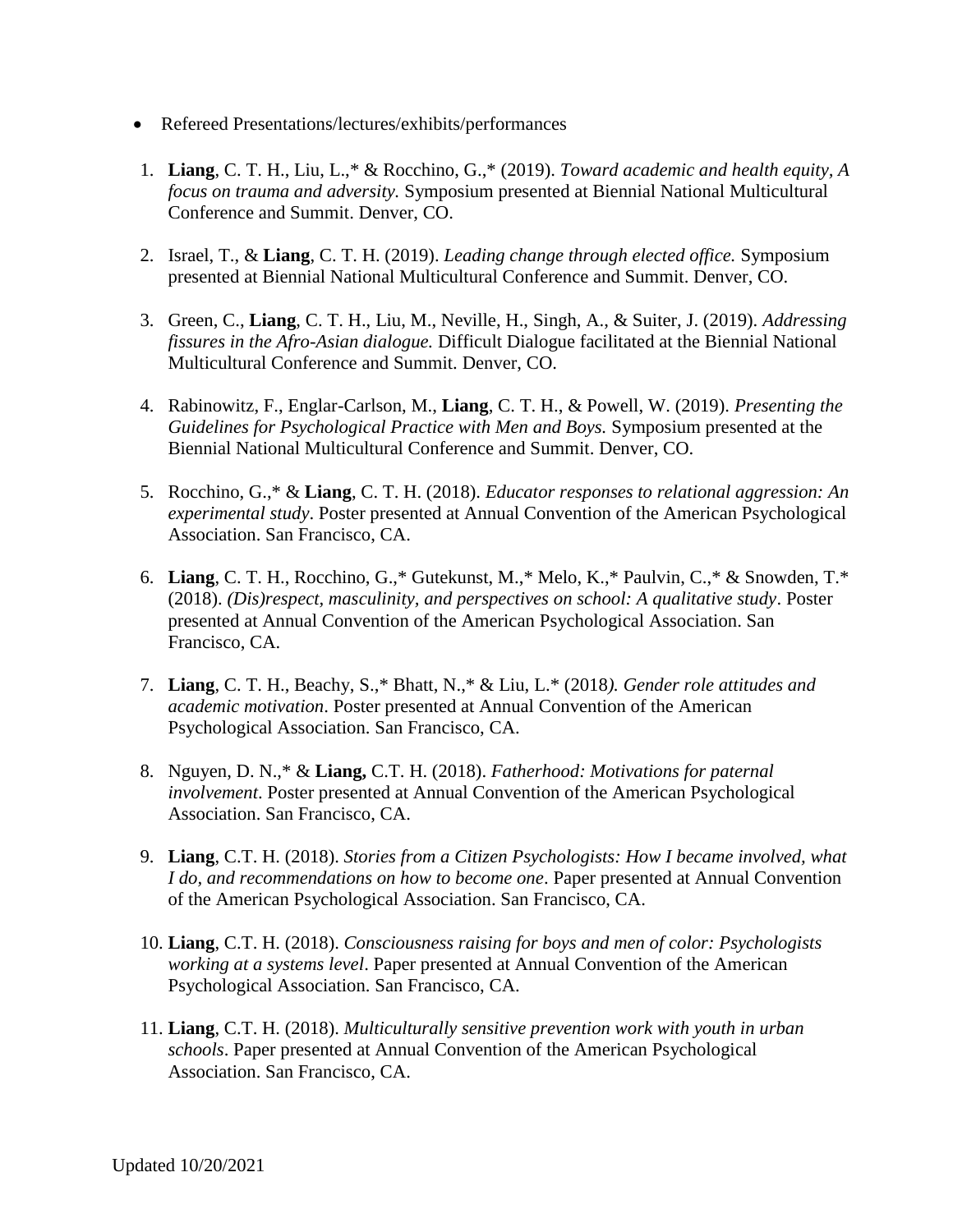- Refereed Presentations/lectures/exhibits/performances

1. **Liang**, C. T. H., Liu, L.,* & Rocchino, G.,* (2019). *Toward academic and health equity, A focus on trauma and adversity.* Symposium presented at Biennial National Multicultural Conference and Summit. Denver, CO.

2. Israel, T., & **Liang**, C. T. H. (2019). *Leading change through elected office.* Symposium presented at Biennial National Multicultural Conference and Summit. Denver, CO.

3. Green, C., **Liang**, C. T. H., Liu, M., Neville, H., Singh, A., & Suiter, J. (2019). *Addressing fissures in the Afro-Asian dialogue.* Difficult Dialogue facilitated at the Biennial National Multicultural Conference and Summit. Denver, CO.

4. Rabinowitz, F., Englar-Carlson, M., **Liang**, C. T. H., & Powell, W. (2019). *Presenting the Guidelines for Psychological Practice with Men and Boys.* Symposium presented at the Biennial National Multicultural Conference and Summit. Denver, CO.

5. Rocchino, G.,* & **Liang**, C. T. H. (2018). *Educator responses to relational aggression: An experimental study*. Poster presented at Annual Convention of the American Psychological Association. San Francisco, CA.

6. **Liang**, C. T. H., Rocchino, G.,* Gutekunst, M.,* Melo, K.,* Paulvin, C.,* & Snowden, T.* (2018). *(Dis)respect, masculinity, and perspectives on school: A qualitative study*. Poster presented at Annual Convention of the American Psychological Association. San Francisco, CA.

7. **Liang**, C. T. H., Beachy, S.,* Bhatt, N.,* & Liu, L.* (2018*). Gender role attitudes and academic motivation*. Poster presented at Annual Convention of the American Psychological Association. San Francisco, CA.

8. Nguyen, D. N.,* & **Liang,** C.T. H. (2018). *Fatherhood: Motivations for paternal involvement*. Poster presented at Annual Convention of the American Psychological Association. San Francisco, CA.

9. **Liang**, C.T. H. (2018). *Stories from a Citizen Psychologists: How I became involved, what I do, and recommendations on how to become one*. Paper presented at Annual Convention of the American Psychological Association. San Francisco, CA.

10. **Liang**, C.T. H. (2018). *Consciousness raising for boys and men of color: Psychologists working at a systems level*. Paper presented at Annual Convention of the American Psychological Association. San Francisco, CA.

11. **Liang**, C.T. H. (2018). *Multiculturally sensitive prevention work with youth in urban schools*. Paper presented at Annual Convention of the American Psychological Association. San Francisco, CA.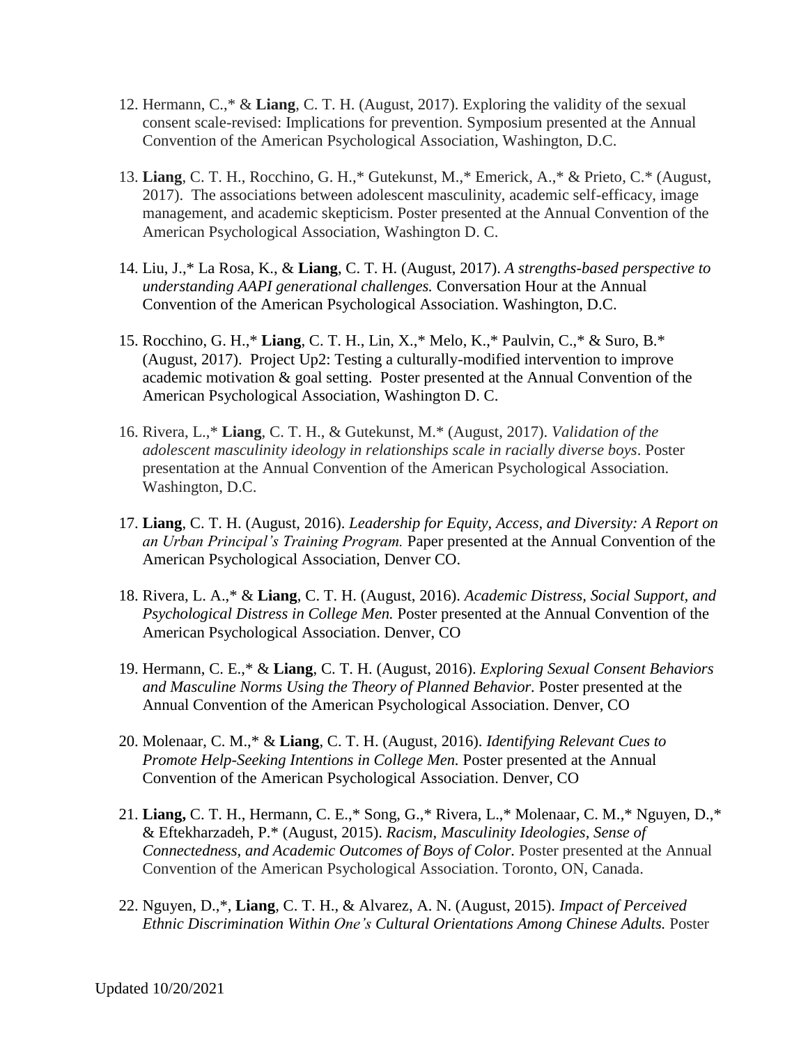12. Hermann, C.,* & **Liang**, C. T. H. (August, 2017). Exploring the validity of the sexual consent scale-revised: Implications for prevention. Symposium presented at the Annual Convention of the American Psychological Association, Washington, D.C.

13. **Liang**, C. T. H., Rocchino, G. H.,* Gutekunst, M.,* Emerick, A.,* & Prieto, C.* (August, 2017). The associations between adolescent masculinity, academic self-efficacy, image management, and academic skepticism. Poster presented at the Annual Convention of the American Psychological Association, Washington D. C.

14. Liu, J.,* La Rosa, K., & **Liang**, C. T. H. (August, 2017). *A strengths-based perspective to understanding AAPI generational challenges.* Conversation Hour at the Annual Convention of the American Psychological Association. Washington, D.C.

15. Rocchino, G. H.,* **Liang**, C. T. H., Lin, X.,* Melo, K.,* Paulvin, C.,* & Suro, B.* (August, 2017). Project Up2: Testing a culturally-modified intervention to improve academic motivation & goal setting. Poster presented at the Annual Convention of the American Psychological Association, Washington D. C.

16. Rivera, L.,* **Liang**, C. T. H., & Gutekunst, M.* (August, 2017). *Validation of the adolescent masculinity ideology in relationships scale in racially diverse boys*. Poster presentation at the Annual Convention of the American Psychological Association. Washington, D.C.

17. **Liang**, C. T. H. (August, 2016). *Leadership for Equity, Access, and Diversity: A Report on an Urban Principal's Training Program.* Paper presented at the Annual Convention of the American Psychological Association, Denver CO.

18. Rivera, L. A.,* & **Liang**, C. T. H. (August, 2016). *Academic Distress, Social Support, and Psychological Distress in College Men.* Poster presented at the Annual Convention of the American Psychological Association. Denver, CO

19. Hermann, C. E.,* & **Liang**, C. T. H. (August, 2016). *Exploring Sexual Consent Behaviors and Masculine Norms Using the Theory of Planned Behavior.* Poster presented at the Annual Convention of the American Psychological Association. Denver, CO

20. Molenaar, C. M.,* & **Liang**, C. T. H. (August, 2016). *Identifying Relevant Cues to Promote Help-Seeking Intentions in College Men.* Poster presented at the Annual Convention of the American Psychological Association. Denver, CO

21. **Liang,** C. T. H., Hermann, C. E.,* Song, G.,* Rivera, L.,* Molenaar, C. M.,* Nguyen, D.,* & Eftekharzadeh, P.* (August, 2015). *Racism, Masculinity Ideologies, Sense of Connectedness, and Academic Outcomes of Boys of Color.* Poster presented at the Annual Convention of the American Psychological Association. Toronto, ON, Canada.

22. Nguyen, D.,*, **Liang**, C. T. H., & Alvarez, A. N. (August, 2015). *Impact of Perceived Ethnic Discrimination Within One's Cultural Orientations Among Chinese Adults.* Poster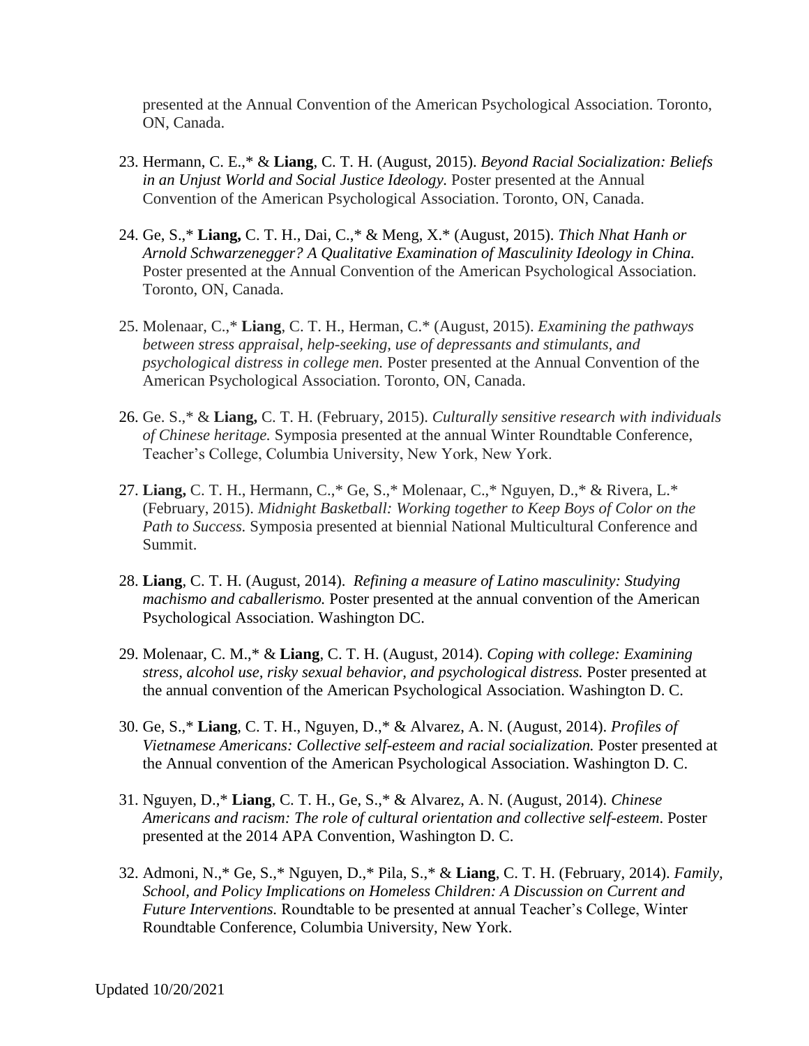presented at the Annual Convention of the American Psychological Association. Toronto, ON, Canada.

23. Hermann, C. E.,* & **Liang**, C. T. H. (August, 2015). *Beyond Racial Socialization: Beliefs in an Unjust World and Social Justice Ideology.* Poster presented at the Annual Convention of the American Psychological Association. Toronto, ON, Canada.

24. Ge, S.,* **Liang,** C. T. H., Dai, C.,* & Meng, X.* (August, 2015). *Thich Nhat Hanh or Arnold Schwarzenegger? A Qualitative Examination of Masculinity Ideology in China.* Poster presented at the Annual Convention of the American Psychological Association. Toronto, ON, Canada.

25. Molenaar, C.,* **Liang**, C. T. H., Herman, C.* (August, 2015). *Examining the pathways between stress appraisal, help-seeking, use of depressants and stimulants, and psychological distress in college men.* Poster presented at the Annual Convention of the American Psychological Association. Toronto, ON, Canada.

26. Ge. S.,* & **Liang,** C. T. H. (February, 2015). *Culturally sensitive research with individuals of Chinese heritage.* Symposia presented at the annual Winter Roundtable Conference, Teacher's College, Columbia University, New York, New York.

27. **Liang,** C. T. H., Hermann, C.,* Ge, S.,* Molenaar, C.,* Nguyen, D.,* & Rivera, L.* (February, 2015). *Midnight Basketball: Working together to Keep Boys of Color on the Path to Success.* Symposia presented at biennial National Multicultural Conference and Summit.

28. **Liang**, C. T. H. (August, 2014). *Refining a measure of Latino masculinity: Studying machismo and caballerismo.* Poster presented at the annual convention of the American Psychological Association. Washington DC.

29. Molenaar, C. M.,* & **Liang**, C. T. H. (August, 2014). *Coping with college: Examining stress, alcohol use, risky sexual behavior, and psychological distress.* Poster presented at the annual convention of the American Psychological Association. Washington D. C.

30. Ge, S.,* **Liang**, C. T. H., Nguyen, D.,* & Alvarez, A. N. (August, 2014). *Profiles of Vietnamese Americans: Collective self-esteem and racial socialization.* Poster presented at the Annual convention of the American Psychological Association. Washington D. C.

31. Nguyen, D.,* **Liang**, C. T. H., Ge, S.,* & Alvarez, A. N. (August, 2014). *Chinese Americans and racism: The role of cultural orientation and collective self-esteem*. Poster presented at the 2014 APA Convention, Washington D. C.

32. Admoni, N.,* Ge, S.,* Nguyen, D.,* Pila, S.,* & **Liang**, C. T. H. (February, 2014). *Family, School, and Policy Implications on Homeless Children: A Discussion on Current and Future Interventions.* Roundtable to be presented at annual Teacher's College, Winter Roundtable Conference, Columbia University, New York.

Updated 10/20/2021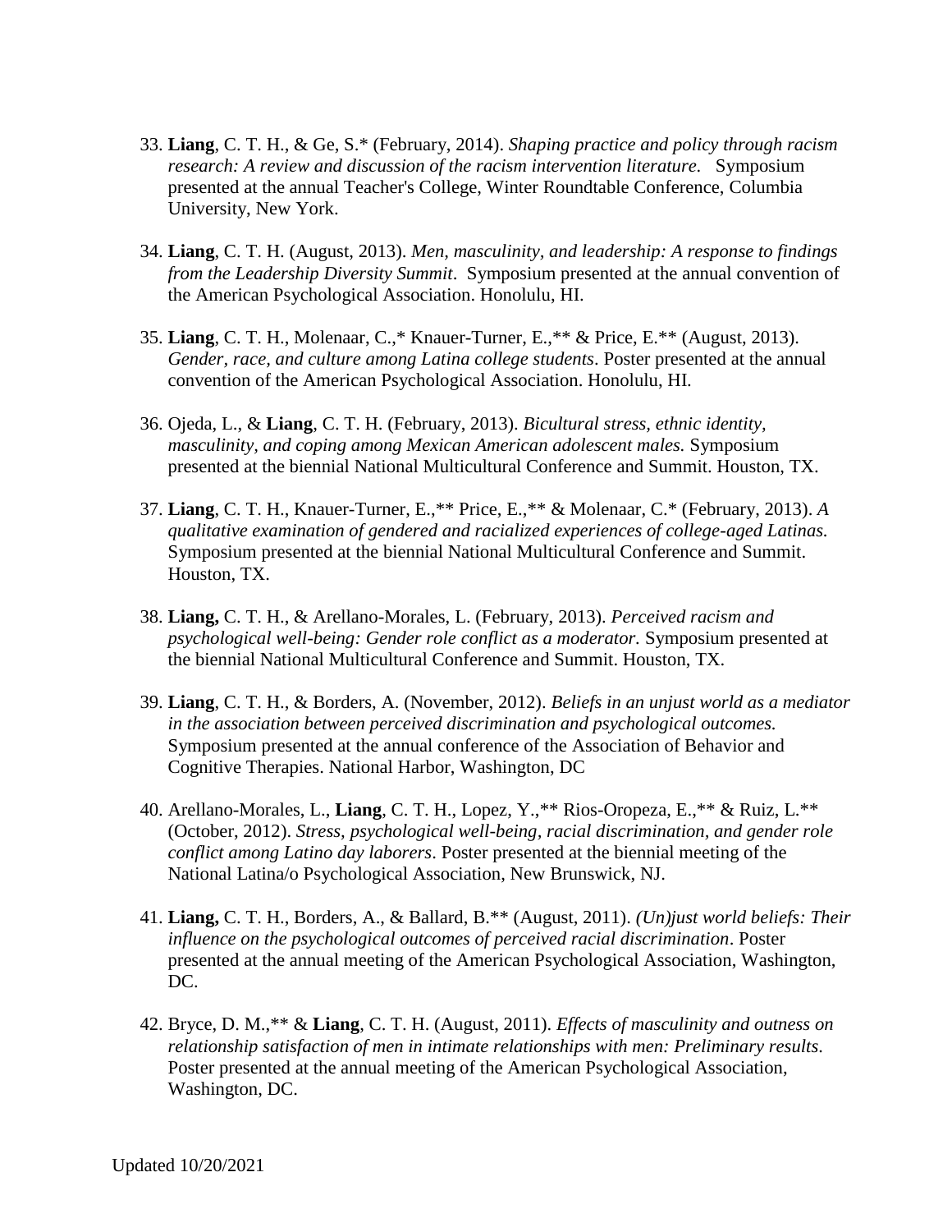33. **Liang**, C. T. H., & Ge, S.* (February, 2014). *Shaping practice and policy through racism research: A review and discussion of the racism intervention literature.* Symposium presented at the annual Teacher's College, Winter Roundtable Conference, Columbia University, New York.

34. **Liang**, C. T. H. (August, 2013). *Men, masculinity, and leadership: A response to findings from the Leadership Diversity Summit*. Symposium presented at the annual convention of the American Psychological Association. Honolulu, HI.

35. **Liang**, C. T. H., Molenaar, C.,* Knauer-Turner, E.,** & Price, E.** (August, 2013). *Gender, race, and culture among Latina college students*. Poster presented at the annual convention of the American Psychological Association. Honolulu, HI.

36. Ojeda, L., & **Liang**, C. T. H. (February, 2013). *Bicultural stress, ethnic identity, masculinity, and coping among Mexican American adolescent males.* Symposium presented at the biennial National Multicultural Conference and Summit. Houston, TX.

37. **Liang**, C. T. H., Knauer-Turner, E.,** Price, E.,** & Molenaar, C.* (February, 2013). *A qualitative examination of gendered and racialized experiences of college-aged Latinas.* Symposium presented at the biennial National Multicultural Conference and Summit. Houston, TX.

38. **Liang,** C. T. H., & Arellano-Morales, L. (February, 2013). *Perceived racism and psychological well-being: Gender role conflict as a moderator.* Symposium presented at the biennial National Multicultural Conference and Summit. Houston, TX.

39. **Liang**, C. T. H., & Borders, A. (November, 2012). *Beliefs in an unjust world as a mediator in the association between perceived discrimination and psychological outcomes.* Symposium presented at the annual conference of the Association of Behavior and Cognitive Therapies. National Harbor, Washington, DC

40. Arellano-Morales, L., **Liang**, C. T. H., Lopez, Y.,** Rios-Oropeza, E.,** & Ruiz, L.** (October, 2012). *Stress, psychological well-being, racial discrimination, and gender role conflict among Latino day laborers*. Poster presented at the biennial meeting of the National Latina/o Psychological Association, New Brunswick, NJ.

41. **Liang,** C. T. H., Borders, A., & Ballard, B.** (August, 2011). *(Un)just world beliefs: Their influence on the psychological outcomes of perceived racial discrimination*. Poster presented at the annual meeting of the American Psychological Association, Washington, DC.

42. Bryce, D. M.,** & **Liang**, C. T. H. (August, 2011). *Effects of masculinity and outness on relationship satisfaction of men in intimate relationships with men: Preliminary results.* Poster presented at the annual meeting of the American Psychological Association, Washington, DC.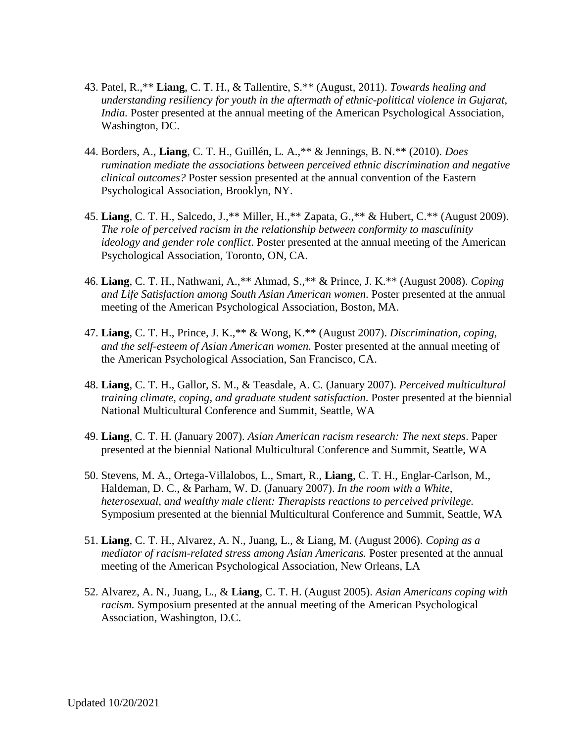43. Patel, R.,** **Liang**, C. T. H., & Tallentire, S.** (August, 2011). *Towards healing and understanding resiliency for youth in the aftermath of ethnic-political violence in Gujarat, India.* Poster presented at the annual meeting of the American Psychological Association, Washington, DC.

44. Borders, A., **Liang**, C. T. H., Guillén, L. A.,** & Jennings, B. N.** (2010). *Does rumination mediate the associations between perceived ethnic discrimination and negative clinical outcomes?* Poster session presented at the annual convention of the Eastern Psychological Association, Brooklyn, NY.

45. **Liang**, C. T. H., Salcedo, J.,** Miller, H.,** Zapata, G.,** & Hubert, C.** (August 2009). *The role of perceived racism in the relationship between conformity to masculinity ideology and gender role conflict*. Poster presented at the annual meeting of the American Psychological Association, Toronto, ON, CA.

46. **Liang**, C. T. H., Nathwani, A.,** Ahmad, S.,** & Prince, J. K.** (August 2008). *Coping and Life Satisfaction among South Asian American women*. Poster presented at the annual meeting of the American Psychological Association, Boston, MA.

47. **Liang**, C. T. H., Prince, J. K.,** & Wong, K.** (August 2007). *Discrimination, coping, and the self-esteem of Asian American women.* Poster presented at the annual meeting of the American Psychological Association, San Francisco, CA.

48. **Liang**, C. T. H., Gallor, S. M., & Teasdale, A. C. (January 2007). *Perceived multicultural training climate, coping, and graduate student satisfaction*. Poster presented at the biennial National Multicultural Conference and Summit, Seattle, WA

49. **Liang**, C. T. H. (January 2007). *Asian American racism research: The next steps*. Paper presented at the biennial National Multicultural Conference and Summit, Seattle, WA

50. Stevens, M. A., Ortega-Villalobos, L., Smart, R., **Liang**, C. T. H., Englar-Carlson, M., Haldeman, D. C., & Parham, W. D. (January 2007). *In the room with a White, heterosexual, and wealthy male client: Therapists reactions to perceived privilege.* Symposium presented at the biennial Multicultural Conference and Summit, Seattle, WA

51. **Liang**, C. T. H., Alvarez, A. N., Juang, L., & Liang, M. (August 2006). *Coping as a mediator of racism-related stress among Asian Americans.* Poster presented at the annual meeting of the American Psychological Association, New Orleans, LA

52. Alvarez, A. N., Juang, L., & **Liang**, C. T. H. (August 2005). *Asian Americans coping with racism.* Symposium presented at the annual meeting of the American Psychological Association, Washington, D.C.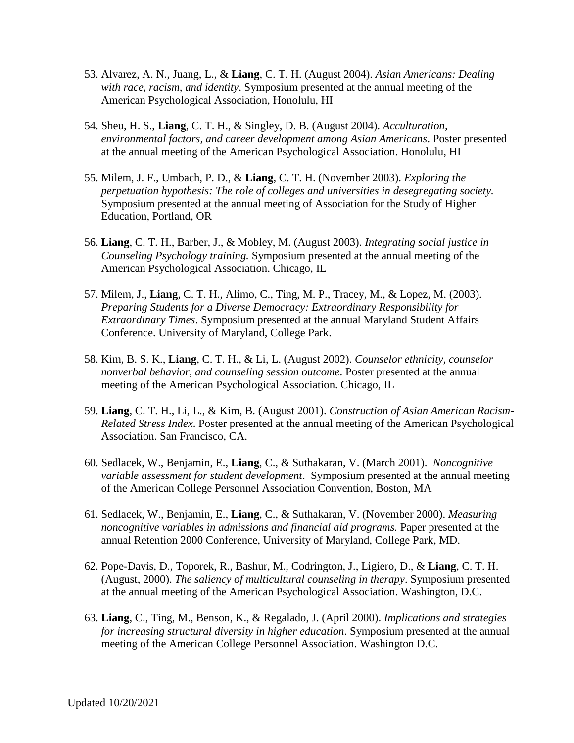53. Alvarez, A. N., Juang, L., & **Liang**, C. T. H. (August 2004). *Asian Americans: Dealing with race, racism, and identity*. Symposium presented at the annual meeting of the American Psychological Association, Honolulu, HI

54. Sheu, H. S., **Liang**, C. T. H., & Singley, D. B. (August 2004). *Acculturation, environmental factors, and career development among Asian Americans*. Poster presented at the annual meeting of the American Psychological Association. Honolulu, HI

55. Milem, J. F., Umbach, P. D., & **Liang**, C. T. H. (November 2003). *Exploring the perpetuation hypothesis: The role of colleges and universities in desegregating society.* Symposium presented at the annual meeting of Association for the Study of Higher Education, Portland, OR

56. **Liang**, C. T. H., Barber, J., & Mobley, M. (August 2003). *Integrating social justice in Counseling Psychology training.* Symposium presented at the annual meeting of the American Psychological Association. Chicago, IL

57. Milem, J., **Liang**, C. T. H., Alimo, C., Ting, M. P., Tracey, M., & Lopez, M. (2003). *Preparing Students for a Diverse Democracy: Extraordinary Responsibility for Extraordinary Times*. Symposium presented at the annual Maryland Student Affairs Conference. University of Maryland, College Park.

58. Kim, B. S. K., **Liang**, C. T. H., & Li, L. (August 2002). *Counselor ethnicity, counselor nonverbal behavior, and counseling session outcome*. Poster presented at the annual meeting of the American Psychological Association. Chicago, IL

59. **Liang**, C. T. H., Li, L., & Kim, B. (August 2001). *Construction of Asian American Racism-Related Stress Index*. Poster presented at the annual meeting of the American Psychological Association. San Francisco, CA.

60. Sedlacek, W., Benjamin, E., **Liang**, C., & Suthakaran, V. (March 2001). *Noncognitive variable assessment for student development*. Symposium presented at the annual meeting of the American College Personnel Association Convention, Boston, MA

61. Sedlacek, W., Benjamin, E., **Liang**, C., & Suthakaran, V. (November 2000). *Measuring noncognitive variables in admissions and financial aid programs.* Paper presented at the annual Retention 2000 Conference, University of Maryland, College Park, MD.

62. Pope-Davis, D., Toporek, R., Bashur, M., Codrington, J., Ligiero, D., & **Liang**, C. T. H. (August, 2000). *The saliency of multicultural counseling in therapy*. Symposium presented at the annual meeting of the American Psychological Association. Washington, D.C.

63. **Liang**, C., Ting, M., Benson, K., & Regalado, J. (April 2000). *Implications and strategies for increasing structural diversity in higher education*. Symposium presented at the annual meeting of the American College Personnel Association. Washington D.C.

Updated 10/20/2021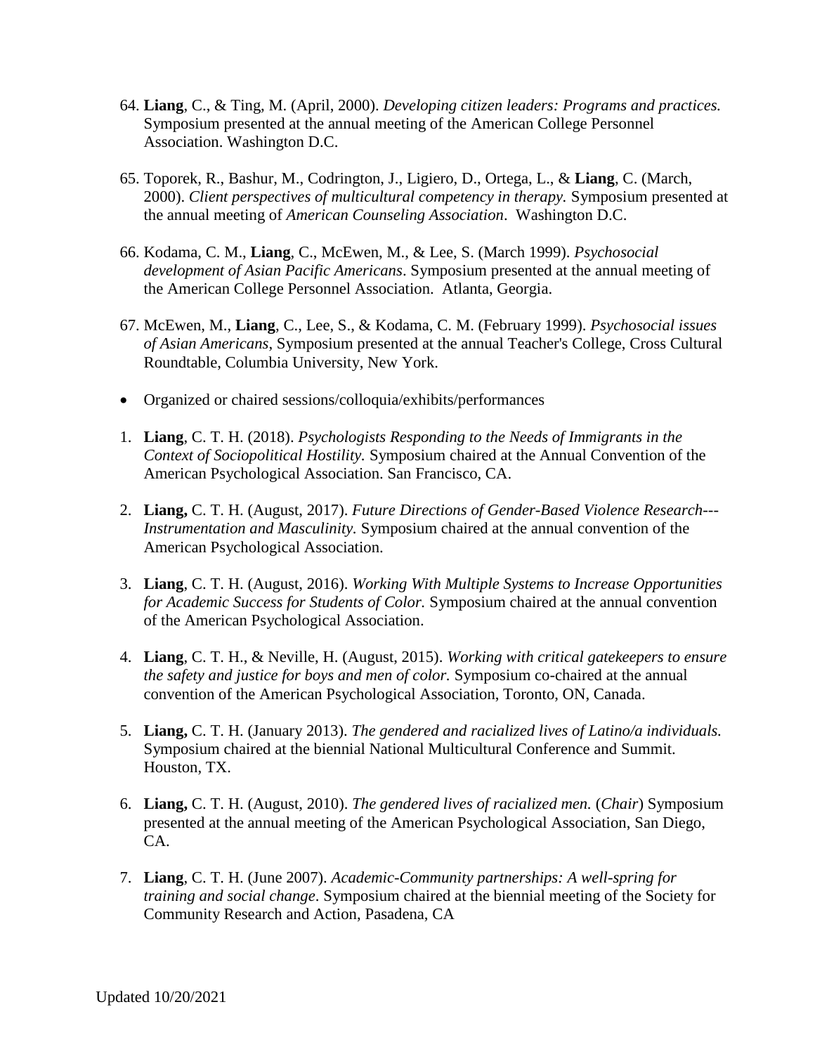64. **Liang**, C., & Ting, M. (April, 2000). *Developing citizen leaders: Programs and practices.* Symposium presented at the annual meeting of the American College Personnel Association. Washington D.C.

65. Toporek, R., Bashur, M., Codrington, J., Ligiero, D., Ortega, L., & **Liang**, C. (March, 2000). *Client perspectives of multicultural competency in therapy.* Symposium presented at the annual meeting of *American Counseling Association*. Washington D.C.

66. Kodama, C. M., **Liang**, C., McEwen, M., & Lee, S. (March 1999). *Psychosocial development of Asian Pacific Americans*. Symposium presented at the annual meeting of the American College Personnel Association. Atlanta, Georgia.

67. McEwen, M., **Liang**, C., Lee, S., & Kodama, C. M. (February 1999). *Psychosocial issues of Asian Americans*, Symposium presented at the annual Teacher's College, Cross Cultural Roundtable, Columbia University, New York.

- Organized or chaired sessions/colloquia/exhibits/performances

1. **Liang**, C. T. H. (2018). *Psychologists Responding to the Needs of Immigrants in the Context of Sociopolitical Hostility.* Symposium chaired at the Annual Convention of the American Psychological Association. San Francisco, CA.

2. **Liang,** C. T. H. (August, 2017). *Future Directions of Gender-Based Violence Research---Instrumentation and Masculinity.* Symposium chaired at the annual convention of the American Psychological Association.

3. **Liang**, C. T. H. (August, 2016). *Working With Multiple Systems to Increase Opportunities for Academic Success for Students of Color.* Symposium chaired at the annual convention of the American Psychological Association.

4. **Liang**, C. T. H., & Neville, H. (August, 2015). *Working with critical gatekeepers to ensure the safety and justice for boys and men of color.* Symposium co-chaired at the annual convention of the American Psychological Association, Toronto, ON, Canada.

5. **Liang,** C. T. H. (January 2013). *The gendered and racialized lives of Latino/a individuals.* Symposium chaired at the biennial National Multicultural Conference and Summit. Houston, TX.

6. **Liang,** C. T. H. (August, 2010). *The gendered lives of racialized men.* (*Chair*) Symposium presented at the annual meeting of the American Psychological Association, San Diego, CA.

7. **Liang**, C. T. H. (June 2007). *Academic-Community partnerships: A well-spring for training and social change*. Symposium chaired at the biennial meeting of the Society for Community Research and Action, Pasadena, CA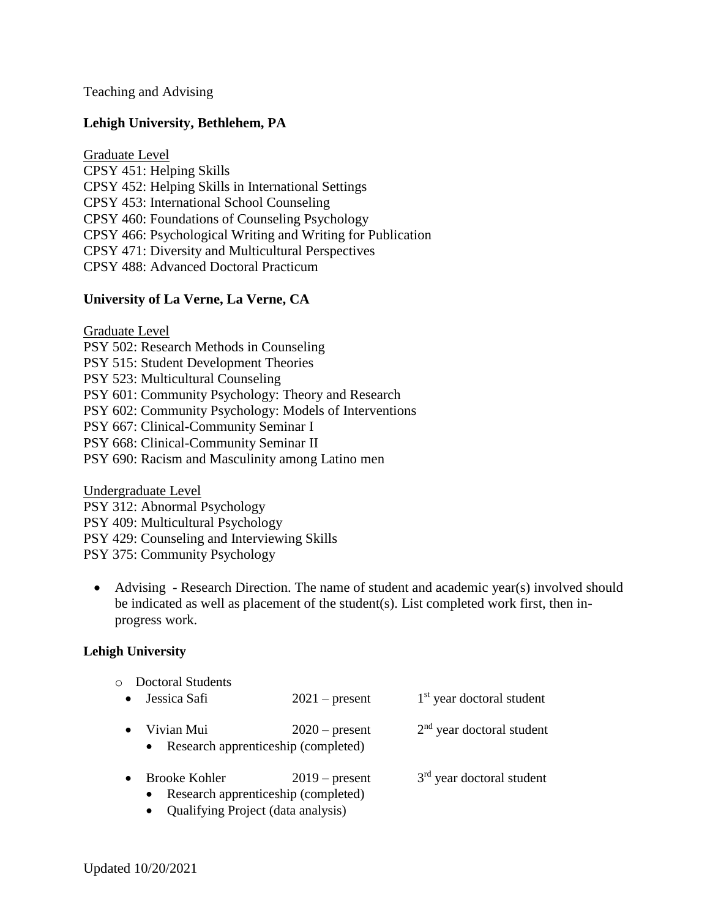Teaching and Advising

**Lehigh University, Bethlehem, PA**

Graduate Level

CPSY 451: Helping Skills
CPSY 452: Helping Skills in International Settings
CPSY 453: International School Counseling
CPSY 460: Foundations of Counseling Psychology
CPSY 466: Psychological Writing and Writing for Publication
CPSY 471: Diversity and Multicultural Perspectives
CPSY 488: Advanced Doctoral Practicum

**University of La Verne, La Verne, CA**

Graduate Level

PSY 502: Research Methods in Counseling
PSY 515: Student Development Theories
PSY 523: Multicultural Counseling
PSY 601: Community Psychology: Theory and Research
PSY 602: Community Psychology: Models of Interventions
PSY 667: Clinical-Community Seminar I
PSY 668: Clinical-Community Seminar II
PSY 690: Racism and Masculinity among Latino men

Undergraduate Level

PSY 312: Abnormal Psychology
PSY 409: Multicultural Psychology
PSY 429: Counseling and Interviewing Skills
PSY 375: Community Psychology

- Advising - Research Direction. The name of student and academic year(s) involved should be indicated as well as placement of the student(s). List completed work first, then in-progress work.

**Lehigh University**

- Doctoral Students
  - Jessica Safi 2021 – present 1st year doctoral student
  - Vivian Mui 2020 – present 2nd year doctoral student
    - Research apprenticeship (completed)
  - Brooke Kohler 2019 – present 3rd year doctoral student
    - Research apprenticeship (completed)
    - Qualifying Project (data analysis)

Updated 10/20/2021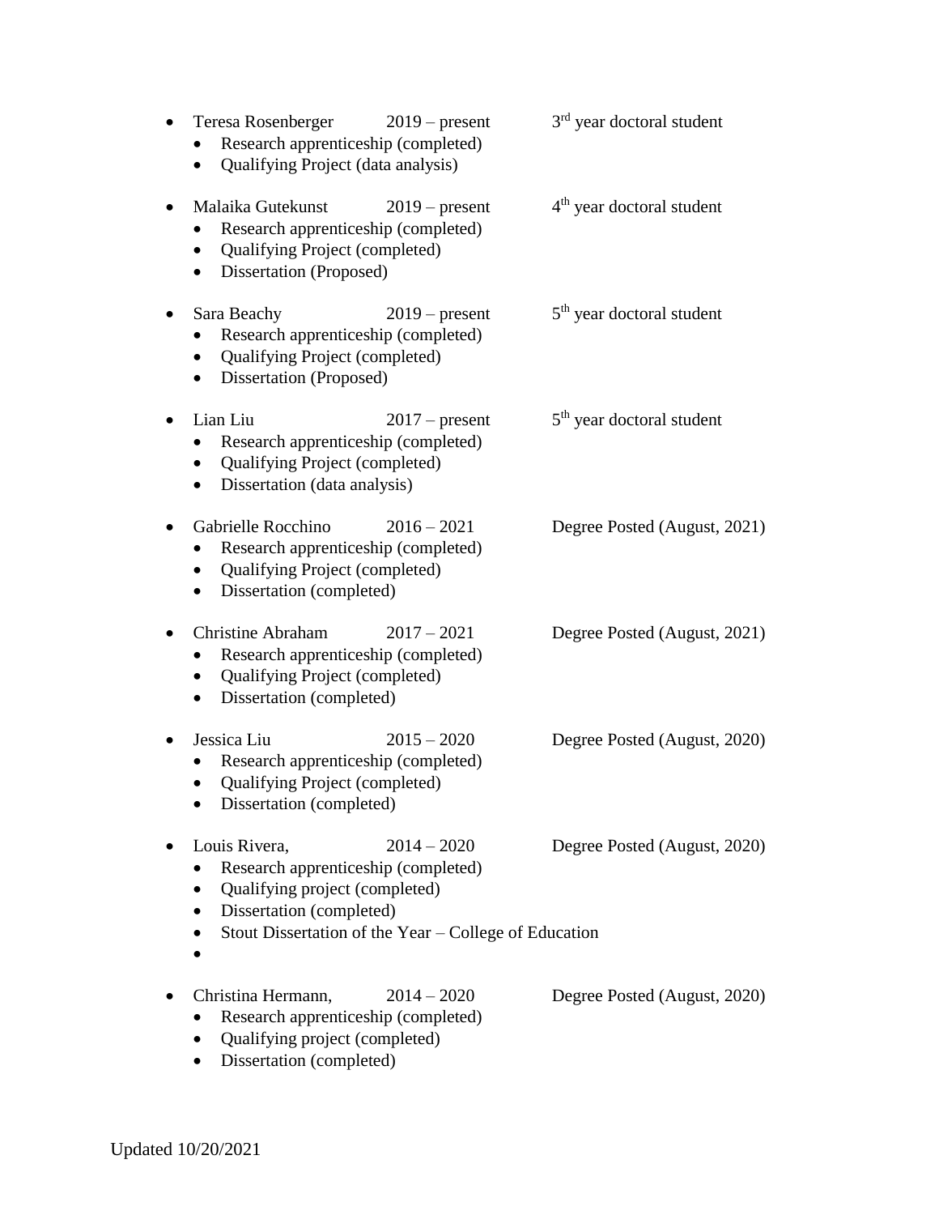- Teresa Rosenberger 2019 – present 3rd year doctoral student
    - Research apprenticeship (completed)
    - Qualifying Project (data analysis)

- Malaika Gutekunst 2019 – present 4th year doctoral student
    - Research apprenticeship (completed)
    - Qualifying Project (completed)
    - Dissertation (Proposed)

- Sara Beachy 2019 – present 5th year doctoral student
    - Research apprenticeship (completed)
    - Qualifying Project (completed)
    - Dissertation (Proposed)

- Lian Liu 2017 – present 5th year doctoral student
    - Research apprenticeship (completed)
    - Qualifying Project (completed)
    - Dissertation (data analysis)

- Gabrielle Rocchino 2016 – 2021 Degree Posted (August, 2021)
    - Research apprenticeship (completed)
    - Qualifying Project (completed)
    - Dissertation (completed)

- Christine Abraham 2017 – 2021 Degree Posted (August, 2021)
    - Research apprenticeship (completed)
    - Qualifying Project (completed)
    - Dissertation (completed)

- Jessica Liu 2015 – 2020 Degree Posted (August, 2020)
    - Research apprenticeship (completed)
    - Qualifying Project (completed)
    - Dissertation (completed)

- Louis Rivera, 2014 – 2020 Degree Posted (August, 2020)
    - Research apprenticeship (completed)
    - Qualifying project (completed)
    - Dissertation (completed)
    - Stout Dissertation of the Year – College of Education
    -

- Christina Hermann, 2014 – 2020 Degree Posted (August, 2020)
    - Research apprenticeship (completed)
    - Qualifying project (completed)
    - Dissertation (completed)

Updated 10/20/2021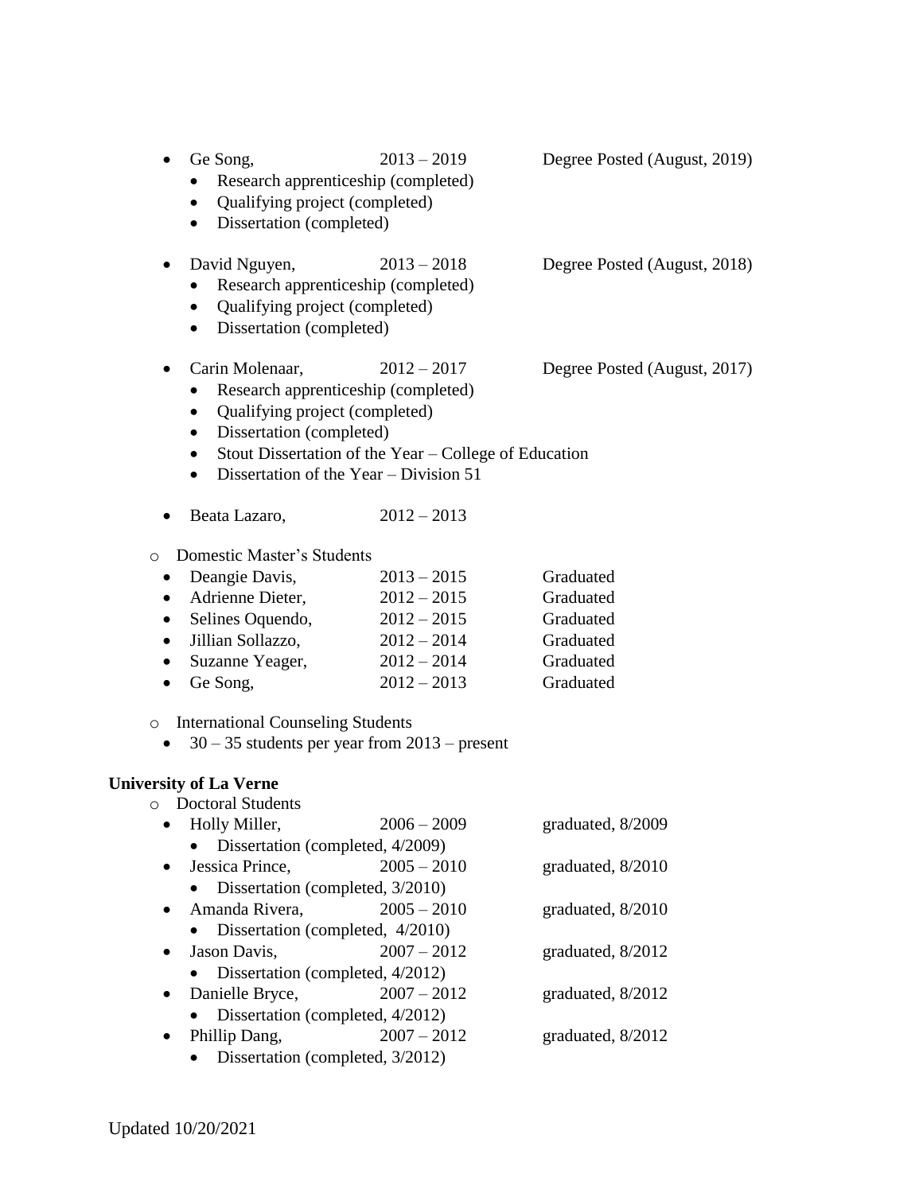- Ge Song, 2013 – 2019 Degree Posted (August, 2019)
    - Research apprenticeship (completed)
    - Qualifying project (completed)
    - Dissertation (completed)

- David Nguyen, 2013 – 2018 Degree Posted (August, 2018)
    - Research apprenticeship (completed)
    - Qualifying project (completed)
    - Dissertation (completed)

- Carin Molenaar, 2012 – 2017 Degree Posted (August, 2017)
    - Research apprenticeship (completed)
    - Qualifying project (completed)
    - Dissertation (completed)
    - Stout Dissertation of the Year – College of Education
    - Dissertation of the Year – Division 51

- Beata Lazaro, 2012 – 2013

- Domestic Master's Students
    - Deangie Davis, 2013 – 2015 Graduated
    - Adrienne Dieter, 2012 – 2015 Graduated
    - Selines Oquendo, 2012 – 2015 Graduated
    - Jillian Sollazzo, 2012 – 2014 Graduated
    - Suzanne Yeager, 2012 – 2014 Graduated
    - Ge Song, 2012 – 2013 Graduated

- International Counseling Students
    - 30 – 35 students per year from 2013 – present

**University of La Verne**

- Doctoral Students
    - Holly Miller, 2006 – 2009 graduated, 8/2009
        - Dissertation (completed, 4/2009)
    - Jessica Prince, 2005 – 2010 graduated, 8/2010
        - Dissertation (completed, 3/2010)
    - Amanda Rivera, 2005 – 2010 graduated, 8/2010
        - Dissertation (completed, 4/2010)
    - Jason Davis, 2007 – 2012 graduated, 8/2012
        - Dissertation (completed, 4/2012)
    - Danielle Bryce, 2007 – 2012 graduated, 8/2012
        - Dissertation (completed, 4/2012)
    - Phillip Dang, 2007 – 2012 graduated, 8/2012
        - Dissertation (completed, 3/2012)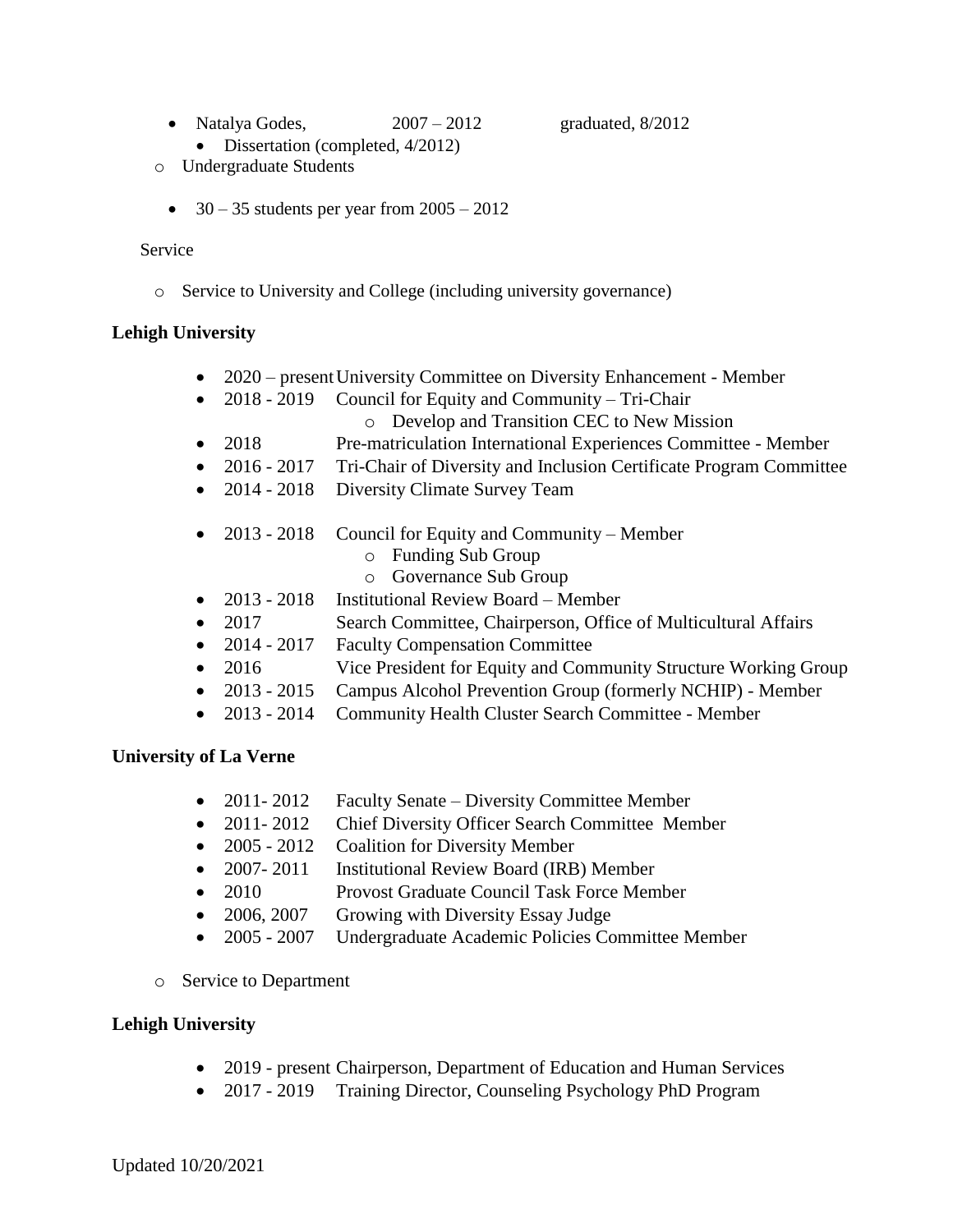- Natalya Godes, 2007 – 2012 graduated, 8/2012
  - Dissertation (completed, 4/2012)

- Undergraduate Students

  - 30 – 35 students per year from 2005 – 2012

Service

- Service to University and College (including university governance)

**Lehigh University**

- 2020 – present University Committee on Diversity Enhancement - Member
- 2018 - 2019 Council for Equity and Community – Tri-Chair
  - Develop and Transition CEC to New Mission
- 2018 Pre-matriculation International Experiences Committee - Member
- 2016 - 2017 Tri-Chair of Diversity and Inclusion Certificate Program Committee
- 2014 - 2018 Diversity Climate Survey Team

- 2013 - 2018 Council for Equity and Community – Member
  - Funding Sub Group
  - Governance Sub Group
- 2013 - 2018 Institutional Review Board – Member
- 2017 Search Committee, Chairperson, Office of Multicultural Affairs
- 2014 - 2017 Faculty Compensation Committee
- 2016 Vice President for Equity and Community Structure Working Group
- 2013 - 2015 Campus Alcohol Prevention Group (formerly NCHIP) - Member
- 2013 - 2014 Community Health Cluster Search Committee - Member

**University of La Verne**

- 2011- 2012 Faculty Senate – Diversity Committee Member
- 2011- 2012 Chief Diversity Officer Search Committee Member
- 2005 - 2012 Coalition for Diversity Member
- 2007- 2011 Institutional Review Board (IRB) Member
- 2010 Provost Graduate Council Task Force Member
- 2006, 2007 Growing with Diversity Essay Judge
- 2005 - 2007 Undergraduate Academic Policies Committee Member

- Service to Department

**Lehigh University**

- 2019 - present Chairperson, Department of Education and Human Services
- 2017 - 2019 Training Director, Counseling Psychology PhD Program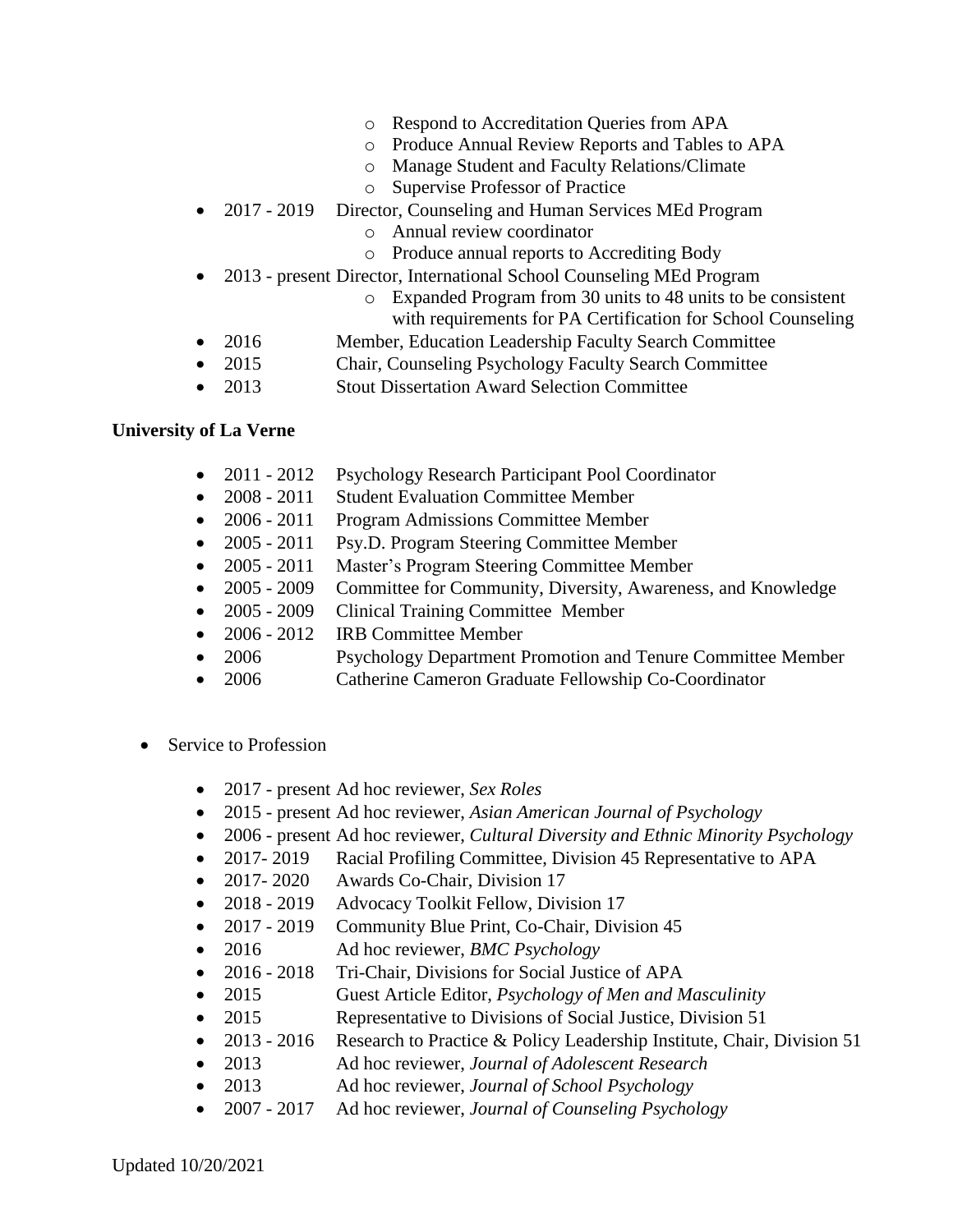- Respond to Accreditation Queries from APA
    - Produce Annual Review Reports and Tables to APA
    - Manage Student and Faculty Relations/Climate
    - Supervise Professor of Practice
- 2017 - 2019 Director, Counseling and Human Services MEd Program
    - Annual review coordinator
    - Produce annual reports to Accrediting Body
- 2013 - present Director, International School Counseling MEd Program
    - Expanded Program from 30 units to 48 units to be consistent with requirements for PA Certification for School Counseling
- 2016 Member, Education Leadership Faculty Search Committee
- 2015 Chair, Counseling Psychology Faculty Search Committee
- 2013 Stout Dissertation Award Selection Committee

**University of La Verne**

- 2011 - 2012 Psychology Research Participant Pool Coordinator
- 2008 - 2011 Student Evaluation Committee Member
- 2006 - 2011 Program Admissions Committee Member
- 2005 - 2011 Psy.D. Program Steering Committee Member
- 2005 - 2011 Master's Program Steering Committee Member
- 2005 - 2009 Committee for Community, Diversity, Awareness, and Knowledge
- 2005 - 2009 Clinical Training Committee Member
- 2006 - 2012 IRB Committee Member
- 2006 Psychology Department Promotion and Tenure Committee Member
- 2006 Catherine Cameron Graduate Fellowship Co-Coordinator

- Service to Profession

    - 2017 - present Ad hoc reviewer, *Sex Roles*
    - 2015 - present Ad hoc reviewer, *Asian American Journal of Psychology*
    - 2006 - present Ad hoc reviewer, *Cultural Diversity and Ethnic Minority Psychology*
    - 2017- 2019 Racial Profiling Committee, Division 45 Representative to APA
    - 2017- 2020 Awards Co-Chair, Division 17
    - 2018 - 2019 Advocacy Toolkit Fellow, Division 17
    - 2017 - 2019 Community Blue Print, Co-Chair, Division 45
    - 2016 Ad hoc reviewer, *BMC Psychology*
    - 2016 - 2018 Tri-Chair, Divisions for Social Justice of APA
    - 2015 Guest Article Editor, *Psychology of Men and Masculinity*
    - 2015 Representative to Divisions of Social Justice, Division 51
    - 2013 - 2016 Research to Practice & Policy Leadership Institute, Chair, Division 51
    - 2013 Ad hoc reviewer, *Journal of Adolescent Research*
    - 2013 Ad hoc reviewer, *Journal of School Psychology*
    - 2007 - 2017 Ad hoc reviewer, *Journal of Counseling Psychology*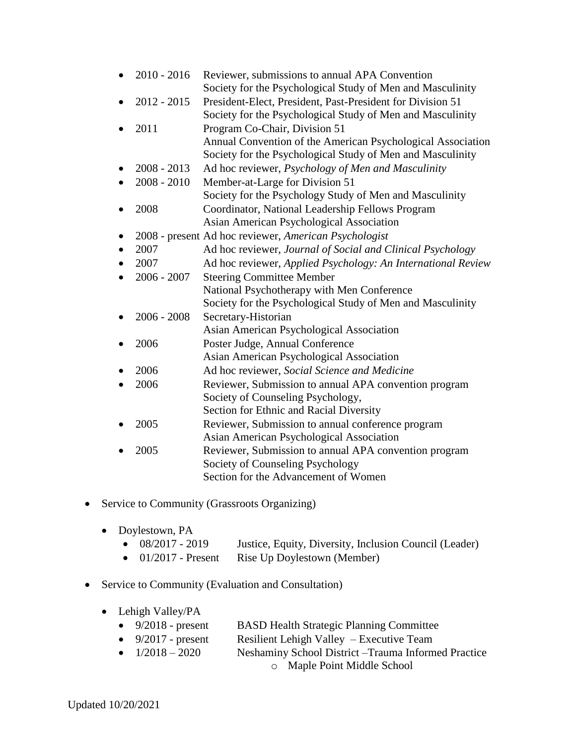- 2010 - 2016 Reviewer, submissions to annual APA Convention
  Society for the Psychological Study of Men and Masculinity
- 2012 - 2015 President-Elect, President, Past-President for Division 51
  Society for the Psychological Study of Men and Masculinity
- 2011 Program Co-Chair, Division 51
  Annual Convention of the American Psychological Association
  Society for the Psychological Study of Men and Masculinity
- 2008 - 2013 Ad hoc reviewer, *Psychology of Men and Masculinity*
- 2008 - 2010 Member-at-Large for Division 51
  Society for the Psychology Study of Men and Masculinity
- 2008 Coordinator, National Leadership Fellows Program
  Asian American Psychological Association
- 2008 - present Ad hoc reviewer, *American Psychologist*
- 2007 Ad hoc reviewer, *Journal of Social and Clinical Psychology*
- 2007 Ad hoc reviewer, *Applied Psychology: An International Review*
- 2006 - 2007 Steering Committee Member
  National Psychotherapy with Men Conference
  Society for the Psychological Study of Men and Masculinity
- 2006 - 2008 Secretary-Historian
  Asian American Psychological Association
- 2006 Poster Judge, Annual Conference
  Asian American Psychological Association
- 2006 Ad hoc reviewer, *Social Science and Medicine*
- 2006 Reviewer, Submission to annual APA convention program
  Society of Counseling Psychology,
  Section for Ethnic and Racial Diversity
- 2005 Reviewer, Submission to annual conference program
  Asian American Psychological Association
- 2005 Reviewer, Submission to annual APA convention program
  Society of Counseling Psychology
  Section for the Advancement of Women

- Service to Community (Grassroots Organizing)

  - Doylestown, PA
    - 08/2017 - 2019 Justice, Equity, Diversity, Inclusion Council (Leader)
    - 01/2017 - Present Rise Up Doylestown (Member)

- Service to Community (Evaluation and Consultation)

  - Lehigh Valley/PA
    - 9/2018 - present BASD Health Strategic Planning Committee
    - 9/2017 - present Resilient Lehigh Valley – Executive Team
    - 1/2018 – 2020 Neshaminy School District –Trauma Informed Practice
      - Maple Point Middle School

Updated 10/20/2021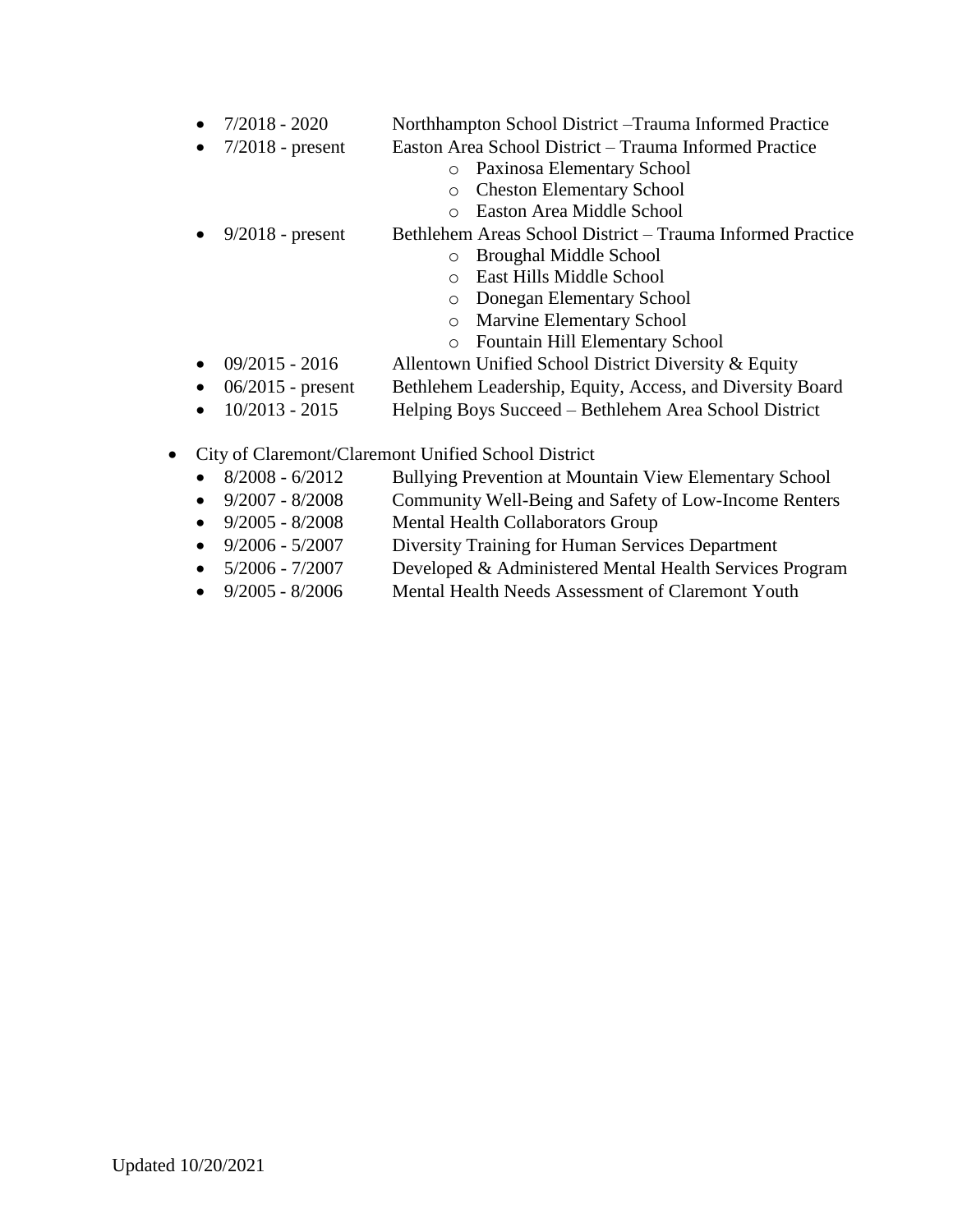- 7/2018 - 2020 Northhampton School District –Trauma Informed Practice
- 7/2018 - present Easton Area School District – Trauma Informed Practice
    - Paxinosa Elementary School
    - Cheston Elementary School
    - Easton Area Middle School
- 9/2018 - present Bethlehem Areas School District – Trauma Informed Practice
    - Broughal Middle School
    - East Hills Middle School
    - Donegan Elementary School
    - Marvine Elementary School
    - Fountain Hill Elementary School
- 09/2015 - 2016 Allentown Unified School District Diversity & Equity
- 06/2015 - present Bethlehem Leadership, Equity, Access, and Diversity Board
- 10/2013 - 2015 Helping Boys Succeed – Bethlehem Area School District

- City of Claremont/Claremont Unified School District
    - 8/2008 - 6/2012 Bullying Prevention at Mountain View Elementary School
    - 9/2007 - 8/2008 Community Well-Being and Safety of Low-Income Renters
    - 9/2005 - 8/2008 Mental Health Collaborators Group
    - 9/2006 - 5/2007 Diversity Training for Human Services Department
    - 5/2006 - 7/2007 Developed & Administered Mental Health Services Program
    - 9/2005 - 8/2006 Mental Health Needs Assessment of Claremont Youth

Updated 10/20/2021